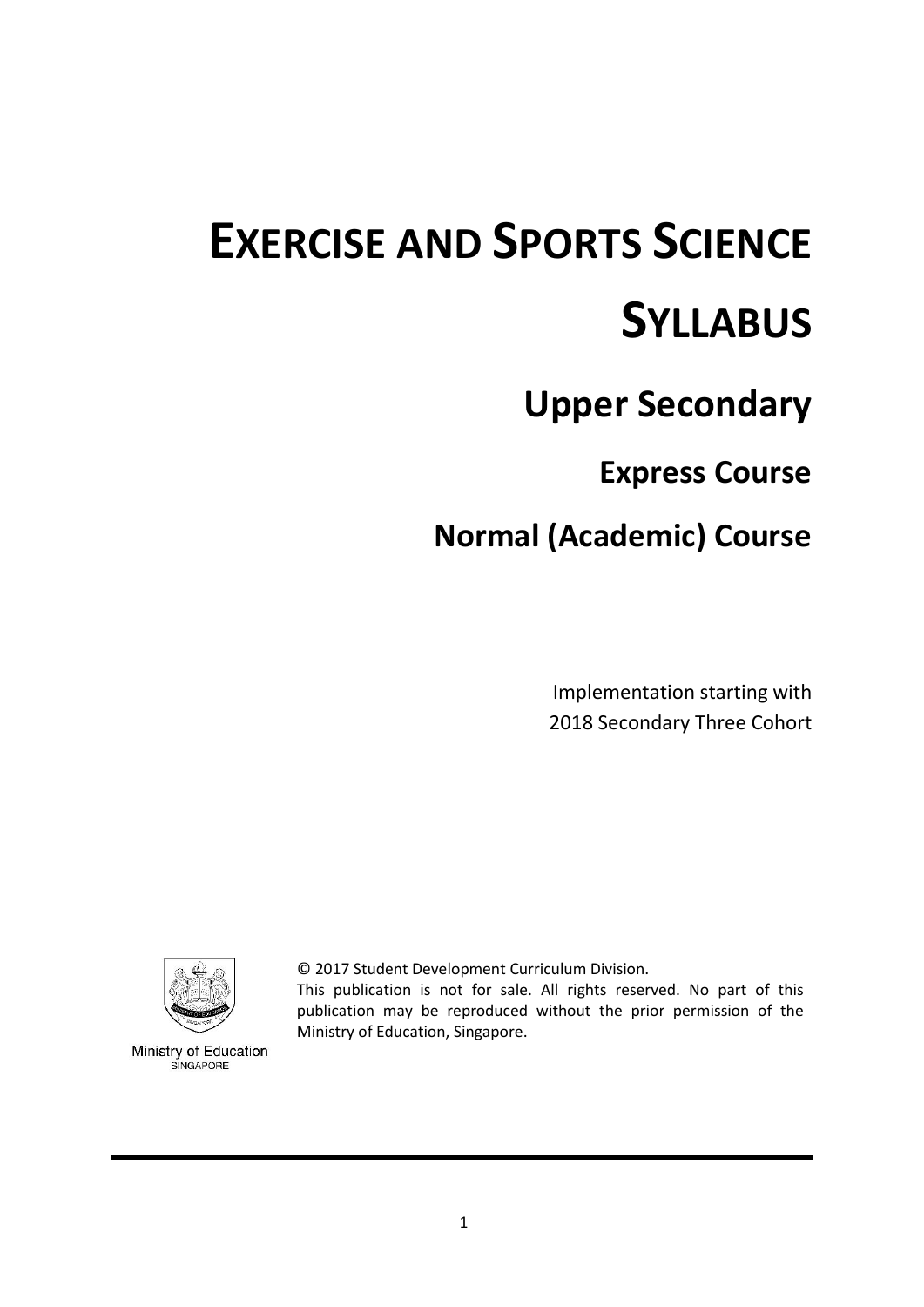# EXERCISE AND SPORTS SCIENCE SYLLABUS

## Upper Secondary

### Express Course

### Normal (Academic) Course

Implementation starting with
2018 Secondary Three Cohort

Ministry of Education
SINGAPORE

© 2017 Student Development Curriculum Division.
This publication is not for sale. All rights reserved. No part of this publication may be reproduced without the prior permission of the Ministry of Education, Singapore.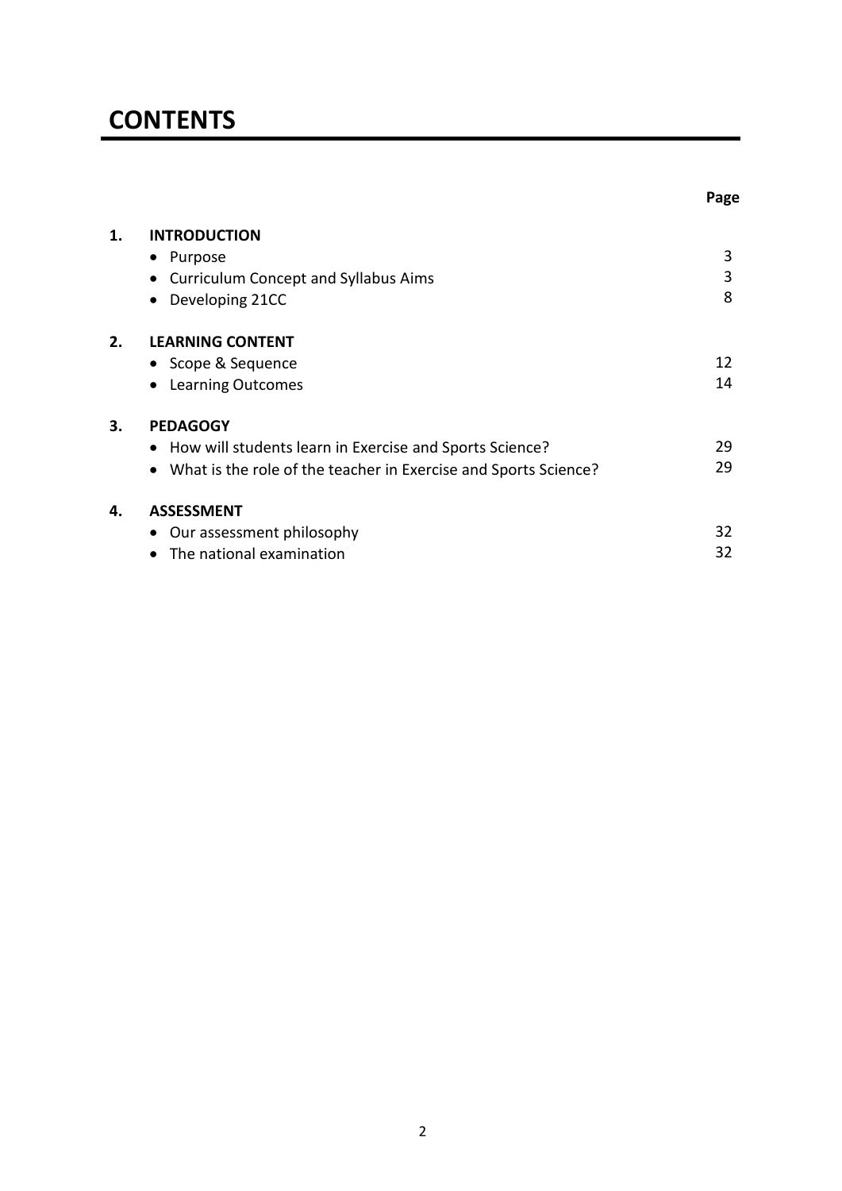# CONTENTS

| | | Page |
|---|---|---|
| **1.** | **INTRODUCTION** | |
| | • Purpose | 3 |
| | • Curriculum Concept and Syllabus Aims | 3 |
| | • Developing 21CC | 8 |
| **2.** | **LEARNING CONTENT** | |
| | • Scope & Sequence | 12 |
| | • Learning Outcomes | 14 |
| **3.** | **PEDAGOGY** | |
| | • How will students learn in Exercise and Sports Science? | 29 |
| | • What is the role of the teacher in Exercise and Sports Science? | 29 |
| **4.** | **ASSESSMENT** | |
| | • Our assessment philosophy | 32 |
| | • The national examination | 32 |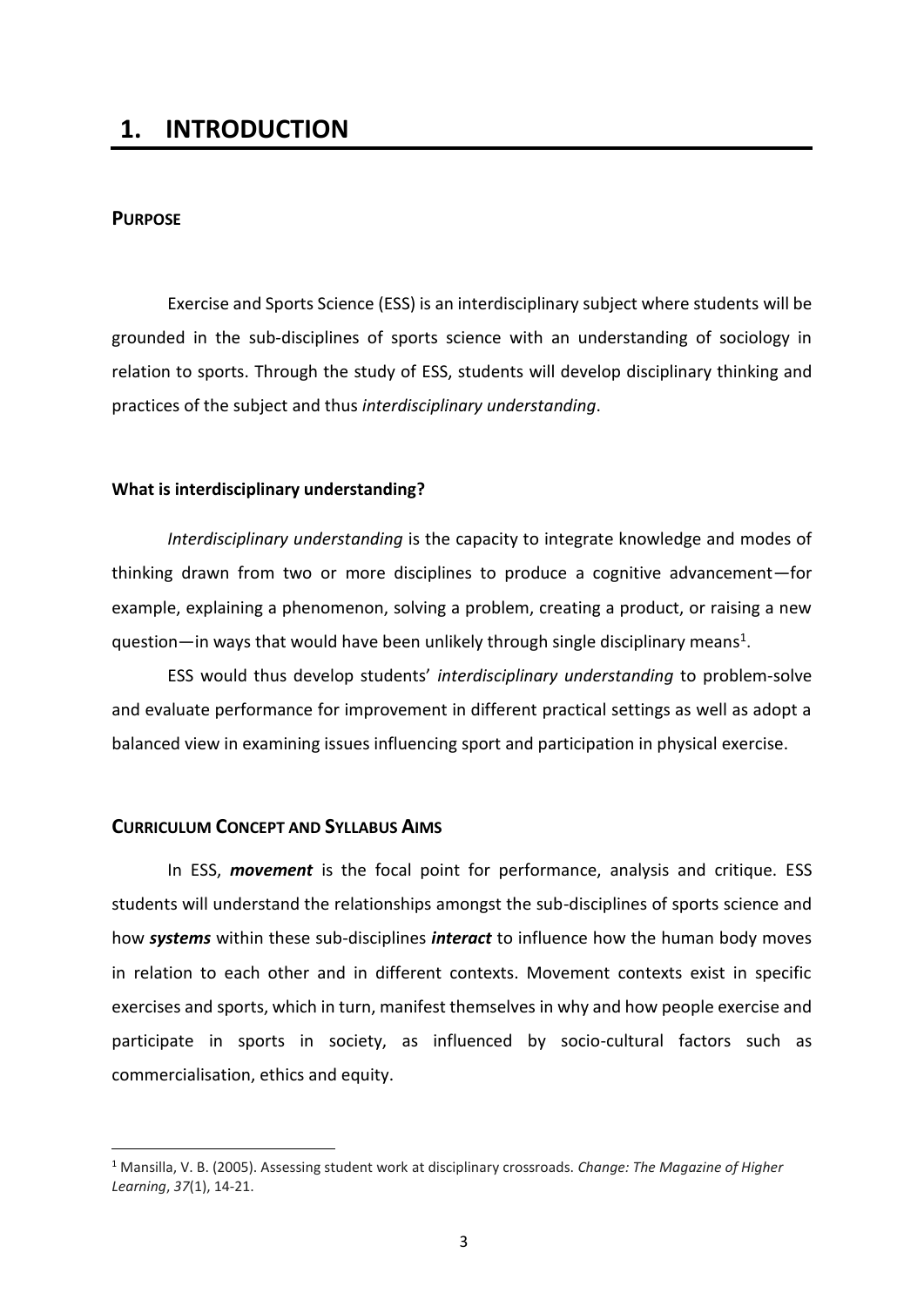# 1. INTRODUCTION

## PURPOSE

Exercise and Sports Science (ESS) is an interdisciplinary subject where students will be grounded in the sub-disciplines of sports science with an understanding of sociology in relation to sports. Through the study of ESS, students will develop disciplinary thinking and practices of the subject and thus *interdisciplinary understanding*.

### What is interdisciplinary understanding?

*Interdisciplinary understanding* is the capacity to integrate knowledge and modes of thinking drawn from two or more disciplines to produce a cognitive advancement—for example, explaining a phenomenon, solving a problem, creating a product, or raising a new question—in ways that would have been unlikely through single disciplinary means[1].

ESS would thus develop students' *interdisciplinary understanding* to problem-solve and evaluate performance for improvement in different practical settings as well as adopt a balanced view in examining issues influencing sport and participation in physical exercise.

## CURRICULUM CONCEPT AND SYLLABUS AIMS

In ESS, ***movement*** is the focal point for performance, analysis and critique. ESS students will understand the relationships amongst the sub-disciplines of sports science and how ***systems*** within these sub-disciplines ***interact*** to influence how the human body moves in relation to each other and in different contexts. Movement contexts exist in specific exercises and sports, which in turn, manifest themselves in why and how people exercise and participate in sports in society, as influenced by socio-cultural factors such as commercialisation, ethics and equity.

[1] Mansilla, V. B. (2005). Assessing student work at disciplinary crossroads. *Change: The Magazine of Higher Learning*, *37*(1), 14-21.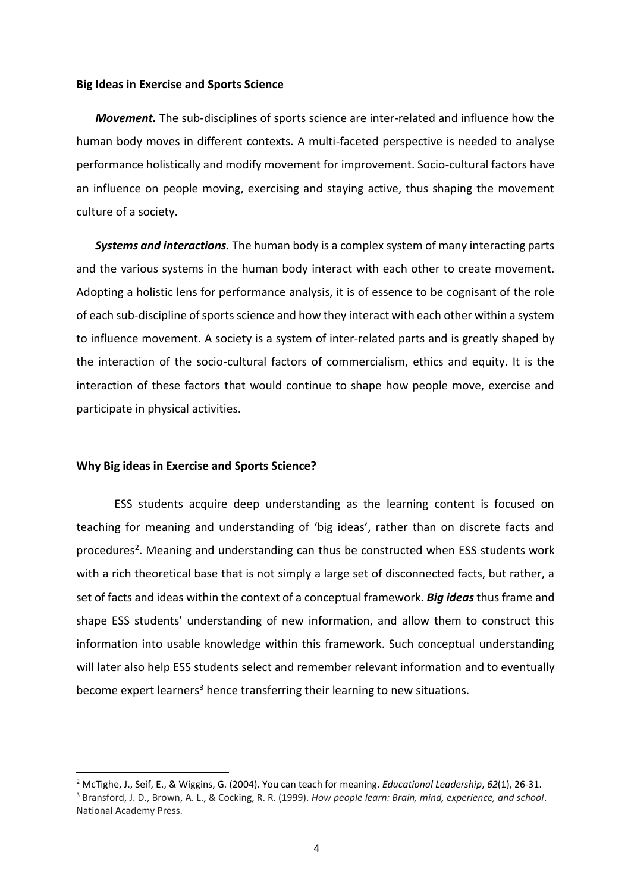**Big Ideas in Exercise and Sports Science**

***Movement.*** The sub-disciplines of sports science are inter-related and influence how the human body moves in different contexts. A multi-faceted perspective is needed to analyse performance holistically and modify movement for improvement. Socio-cultural factors have an influence on people moving, exercising and staying active, thus shaping the movement culture of a society.

***Systems and interactions.*** The human body is a complex system of many interacting parts and the various systems in the human body interact with each other to create movement. Adopting a holistic lens for performance analysis, it is of essence to be cognisant of the role of each sub-discipline of sports science and how they interact with each other within a system to influence movement. A society is a system of inter-related parts and is greatly shaped by the interaction of the socio-cultural factors of commercialism, ethics and equity. It is the interaction of these factors that would continue to shape how people move, exercise and participate in physical activities.

**Why Big ideas in Exercise and Sports Science?**

ESS students acquire deep understanding as the learning content is focused on teaching for meaning and understanding of 'big ideas', rather than on discrete facts and procedures[2]. Meaning and understanding can thus be constructed when ESS students work with a rich theoretical base that is not simply a large set of disconnected facts, but rather, a set of facts and ideas within the context of a conceptual framework. ***Big ideas*** thus frame and shape ESS students' understanding of new information, and allow them to construct this information into usable knowledge within this framework. Such conceptual understanding will later also help ESS students select and remember relevant information and to eventually become expert learners[3] hence transferring their learning to new situations.

---

[2] McTighe, J., Seif, E., & Wiggins, G. (2004). You can teach for meaning. *Educational Leadership*, *62*(1), 26-31.

[3] Bransford, J. D., Brown, A. L., & Cocking, R. R. (1999). *How people learn: Brain, mind, experience, and school*. National Academy Press.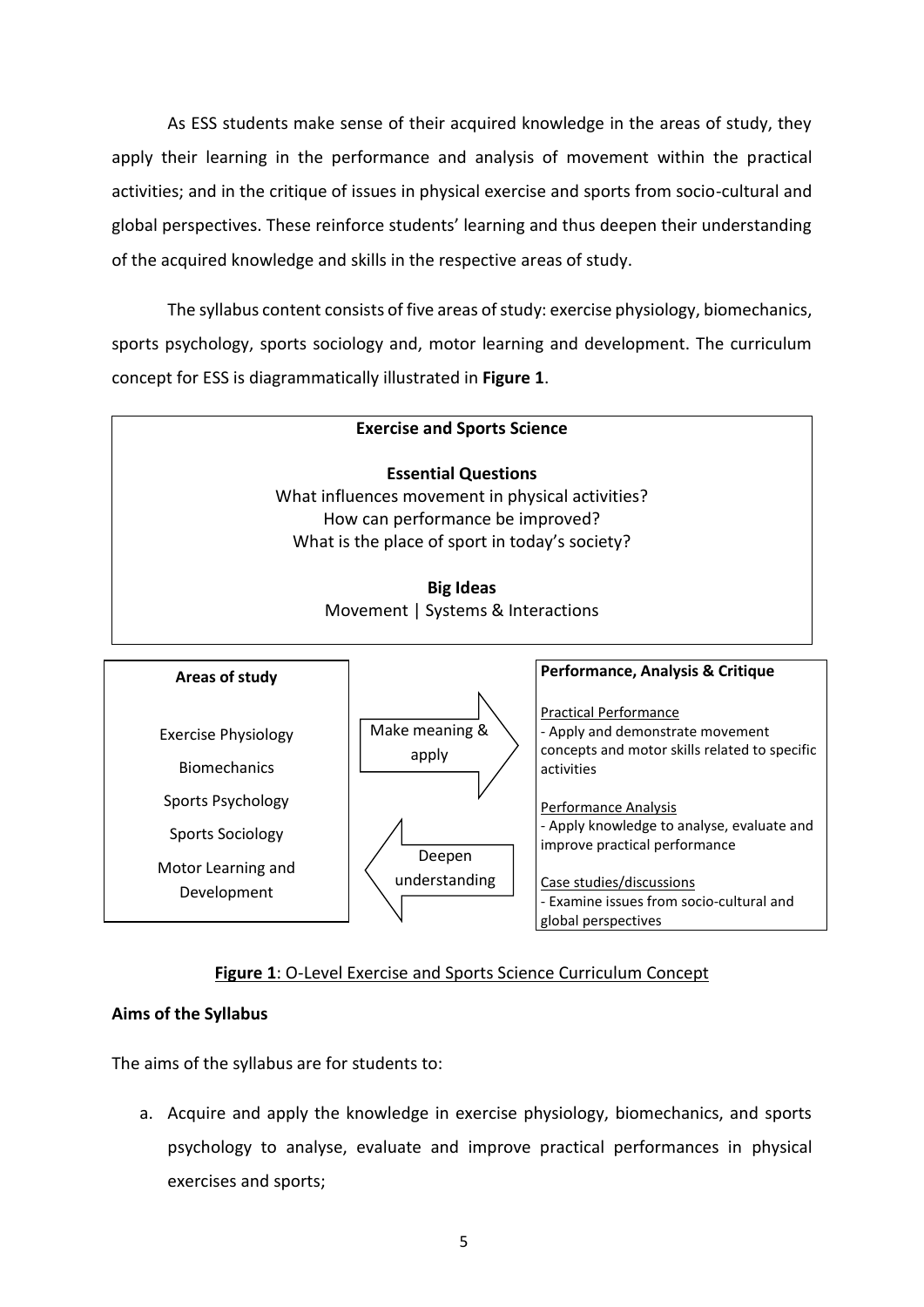As ESS students make sense of their acquired knowledge in the areas of study, they apply their learning in the performance and analysis of movement within the practical activities; and in the critique of issues in physical exercise and sports from socio-cultural and global perspectives. These reinforce students' learning and thus deepen their understanding of the acquired knowledge and skills in the respective areas of study.

The syllabus content consists of five areas of study: exercise physiology, biomechanics, sports psychology, sports sociology and, motor learning and development. The curriculum concept for ESS is diagrammatically illustrated in **Figure 1**.

**Exercise and Sports Science**

**Essential Questions**

What influences movement in physical activities?
How can performance be improved?
What is the place of sport in today's society?

**Big Ideas**

Movement | Systems & Interactions

**Areas of study**

Exercise Physiology

Biomechanics

Sports Psychology

Sports Sociology

Motor Learning and Development

→ Make meaning & apply

← Deepen understanding

**Performance, Analysis & Critique**

Practical Performance
- Apply and demonstrate movement concepts and motor skills related to specific activities

Performance Analysis
- Apply knowledge to analyse, evaluate and improve practical performance

Case studies/discussions
- Examine issues from socio-cultural and global perspectives

**Figure 1**: O-Level Exercise and Sports Science Curriculum Concept

**Aims of the Syllabus**

The aims of the syllabus are for students to:

a. Acquire and apply the knowledge in exercise physiology, biomechanics, and sports psychology to analyse, evaluate and improve practical performances in physical exercises and sports;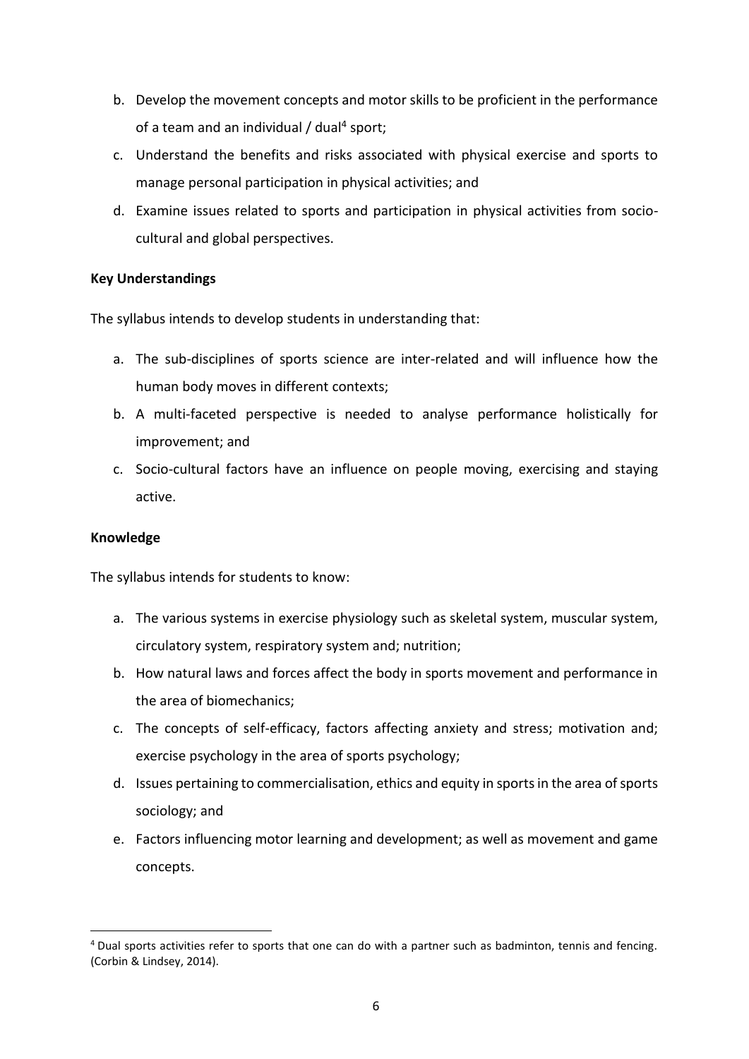b. Develop the movement concepts and motor skills to be proficient in the performance of a team and an individual / dual[4] sport;

c. Understand the benefits and risks associated with physical exercise and sports to manage personal participation in physical activities; and

d. Examine issues related to sports and participation in physical activities from socio-cultural and global perspectives.

**Key Understandings**

The syllabus intends to develop students in understanding that:

a. The sub-disciplines of sports science are inter-related and will influence how the human body moves in different contexts;

b. A multi-faceted perspective is needed to analyse performance holistically for improvement; and

c. Socio-cultural factors have an influence on people moving, exercising and staying active.

**Knowledge**

The syllabus intends for students to know:

a. The various systems in exercise physiology such as skeletal system, muscular system, circulatory system, respiratory system and; nutrition;

b. How natural laws and forces affect the body in sports movement and performance in the area of biomechanics;

c. The concepts of self-efficacy, factors affecting anxiety and stress; motivation and; exercise psychology in the area of sports psychology;

d. Issues pertaining to commercialisation, ethics and equity in sports in the area of sports sociology; and

e. Factors influencing motor learning and development; as well as movement and game concepts.

---

[4] Dual sports activities refer to sports that one can do with a partner such as badminton, tennis and fencing. (Corbin & Lindsey, 2014).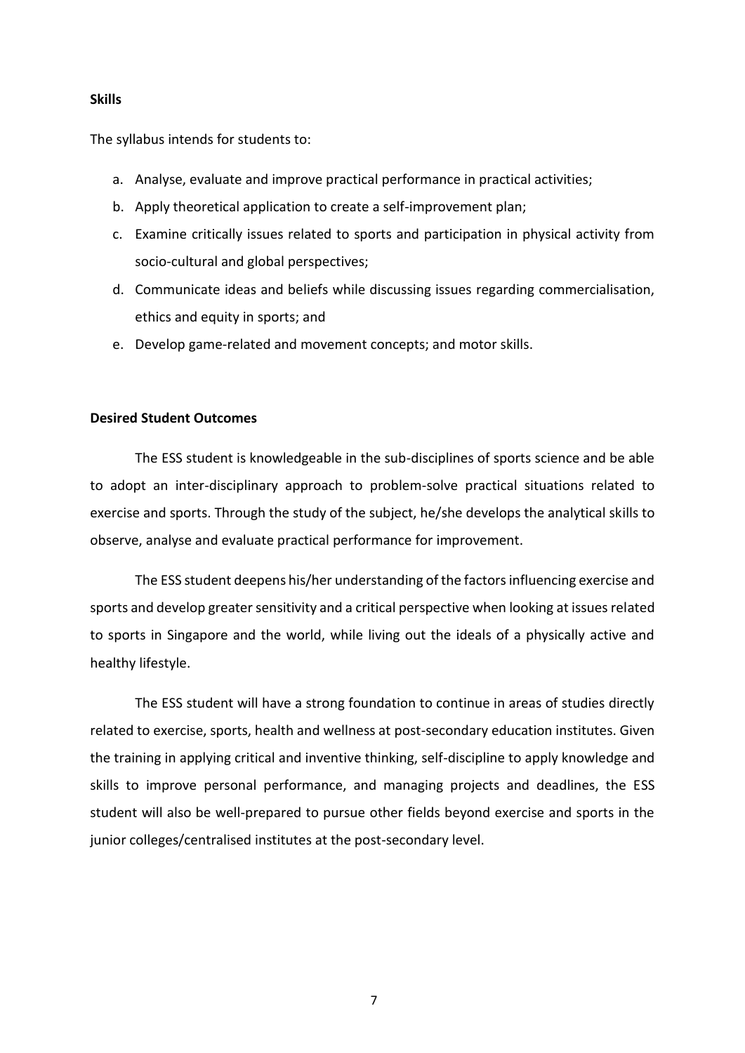**Skills**

The syllabus intends for students to:

a. Analyse, evaluate and improve practical performance in practical activities;
b. Apply theoretical application to create a self-improvement plan;
c. Examine critically issues related to sports and participation in physical activity from socio-cultural and global perspectives;
d. Communicate ideas and beliefs while discussing issues regarding commercialisation, ethics and equity in sports; and
e. Develop game-related and movement concepts; and motor skills.

**Desired Student Outcomes**

The ESS student is knowledgeable in the sub-disciplines of sports science and be able to adopt an inter-disciplinary approach to problem-solve practical situations related to exercise and sports. Through the study of the subject, he/she develops the analytical skills to observe, analyse and evaluate practical performance for improvement.

The ESS student deepens his/her understanding of the factors influencing exercise and sports and develop greater sensitivity and a critical perspective when looking at issues related to sports in Singapore and the world, while living out the ideals of a physically active and healthy lifestyle.

The ESS student will have a strong foundation to continue in areas of studies directly related to exercise, sports, health and wellness at post-secondary education institutes. Given the training in applying critical and inventive thinking, self-discipline to apply knowledge and skills to improve personal performance, and managing projects and deadlines, the ESS student will also be well-prepared to pursue other fields beyond exercise and sports in the junior colleges/centralised institutes at the post-secondary level.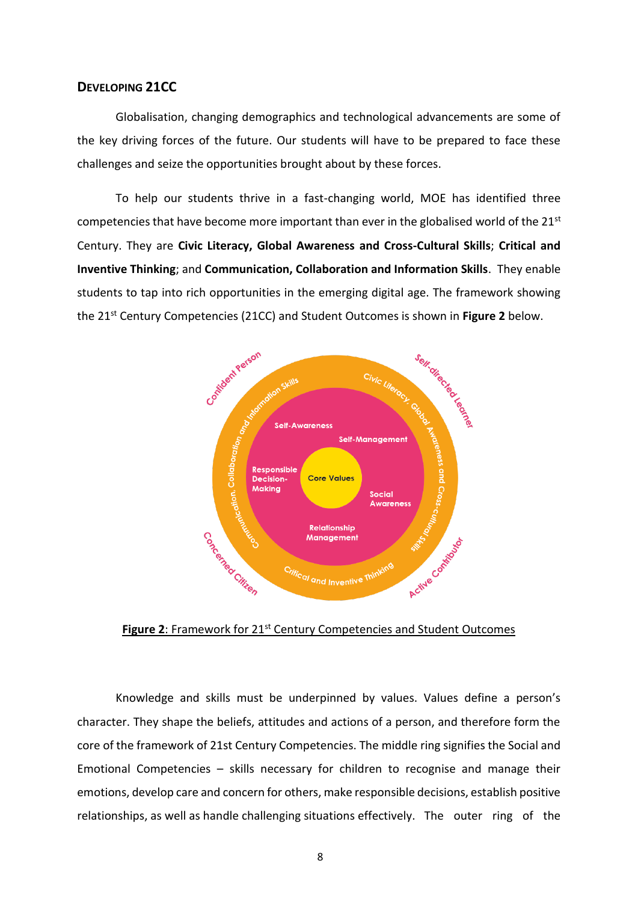## DEVELOPING 21CC

Globalisation, changing demographics and technological advancements are some of the key driving forces of the future. Our students will have to be prepared to face these challenges and seize the opportunities brought about by these forces.

To help our students thrive in a fast-changing world, MOE has identified three competencies that have become more important than ever in the globalised world of the 21st Century. They are **Civic Literacy, Global Awareness and Cross-Cultural Skills**; **Critical and Inventive Thinking**; and **Communication, Collaboration and Information Skills**. They enable students to tap into rich opportunities in the emerging digital age. The framework showing the 21st Century Competencies (21CC) and Student Outcomes is shown in **Figure 2** below.

**Figure 2**: Framework for 21st Century Competencies and Student Outcomes

Knowledge and skills must be underpinned by values. Values define a person's character. They shape the beliefs, attitudes and actions of a person, and therefore form the core of the framework of 21st Century Competencies. The middle ring signifies the Social and Emotional Competencies – skills necessary for children to recognise and manage their emotions, develop care and concern for others, make responsible decisions, establish positive relationships, as well as handle challenging situations effectively. The outer ring of the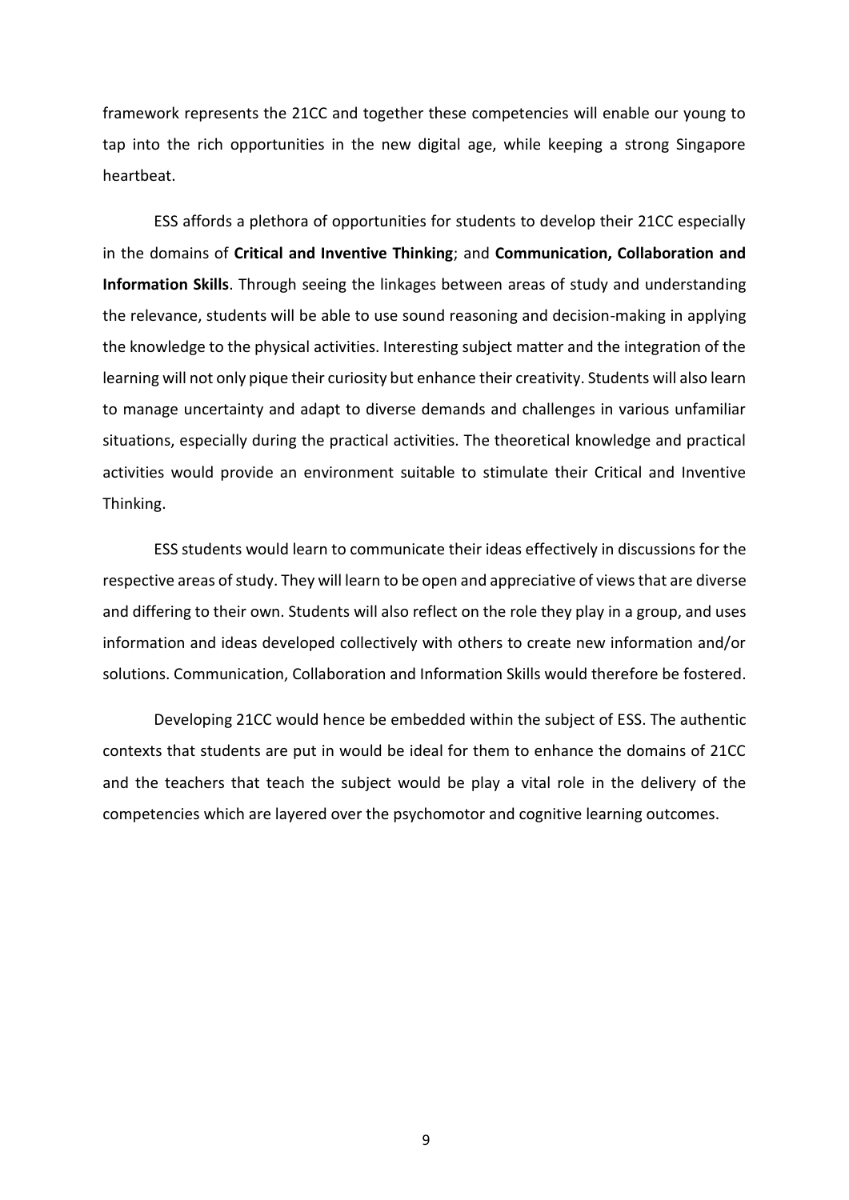framework represents the 21CC and together these competencies will enable our young to tap into the rich opportunities in the new digital age, while keeping a strong Singapore heartbeat.

ESS affords a plethora of opportunities for students to develop their 21CC especially in the domains of **Critical and Inventive Thinking**; and **Communication, Collaboration and Information Skills**. Through seeing the linkages between areas of study and understanding the relevance, students will be able to use sound reasoning and decision-making in applying the knowledge to the physical activities. Interesting subject matter and the integration of the learning will not only pique their curiosity but enhance their creativity. Students will also learn to manage uncertainty and adapt to diverse demands and challenges in various unfamiliar situations, especially during the practical activities. The theoretical knowledge and practical activities would provide an environment suitable to stimulate their Critical and Inventive Thinking.

ESS students would learn to communicate their ideas effectively in discussions for the respective areas of study. They will learn to be open and appreciative of views that are diverse and differing to their own. Students will also reflect on the role they play in a group, and uses information and ideas developed collectively with others to create new information and/or solutions. Communication, Collaboration and Information Skills would therefore be fostered.

Developing 21CC would hence be embedded within the subject of ESS. The authentic contexts that students are put in would be ideal for them to enhance the domains of 21CC and the teachers that teach the subject would be play a vital role in the delivery of the competencies which are layered over the psychomotor and cognitive learning outcomes.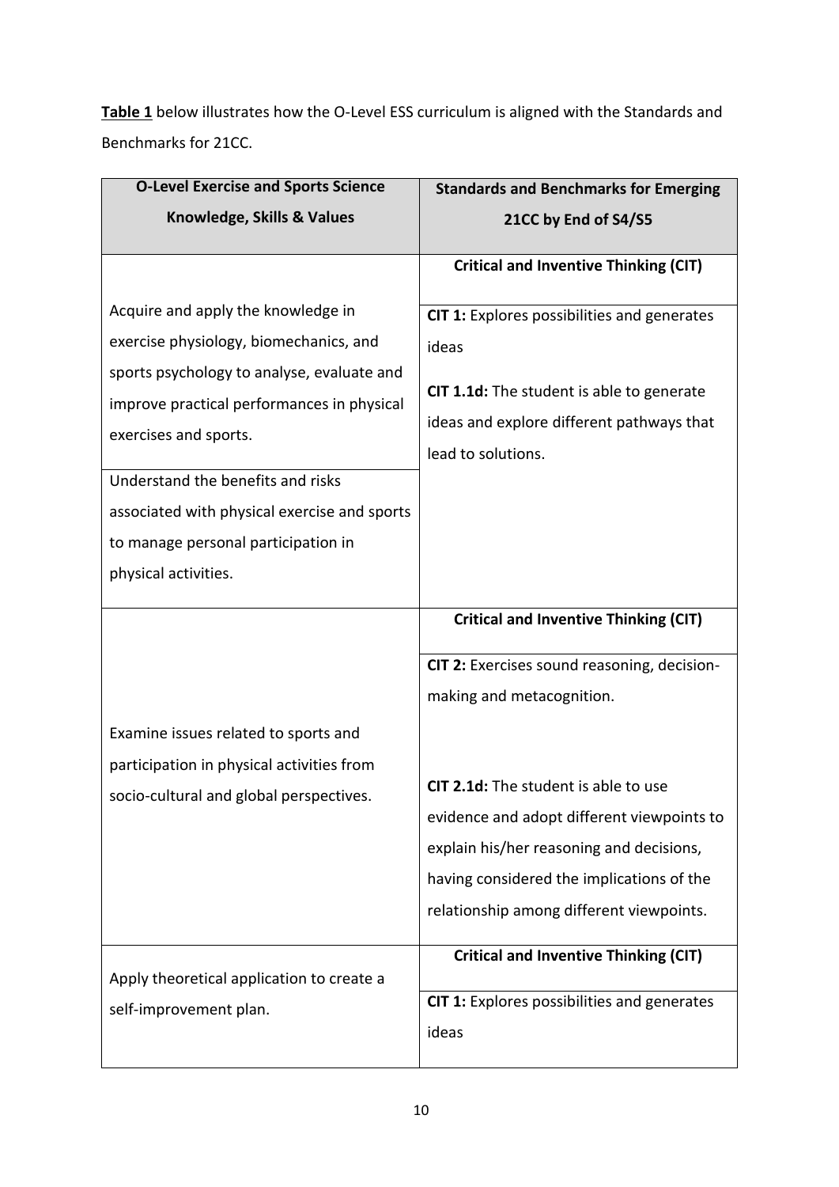**Table 1** below illustrates how the O-Level ESS curriculum is aligned with the Standards and Benchmarks for 21CC.

| O-Level Exercise and Sports Science Knowledge, Skills & Values | Standards and Benchmarks for Emerging 21CC by End of S4/S5 |
|---|---|
| Acquire and apply the knowledge in exercise physiology, biomechanics, and sports psychology to analyse, evaluate and improve practical performances in physical exercises and sports.<br><br>Understand the benefits and risks associated with physical exercise and sports to manage personal participation in physical activities. | **Critical and Inventive Thinking (CIT)**<br><br>**CIT 1:** Explores possibilities and generates ideas<br><br>**CIT 1.1d:** The student is able to generate ideas and explore different pathways that lead to solutions. |
| Examine issues related to sports and participation in physical activities from socio-cultural and global perspectives. | **Critical and Inventive Thinking (CIT)**<br><br>**CIT 2:** Exercises sound reasoning, decision-making and metacognition.<br><br>**CIT 2.1d:** The student is able to use evidence and adopt different viewpoints to explain his/her reasoning and decisions, having considered the implications of the relationship among different viewpoints. |
| Apply theoretical application to create a self-improvement plan. | **Critical and Inventive Thinking (CIT)**<br><br>**CIT 1:** Explores possibilities and generates ideas |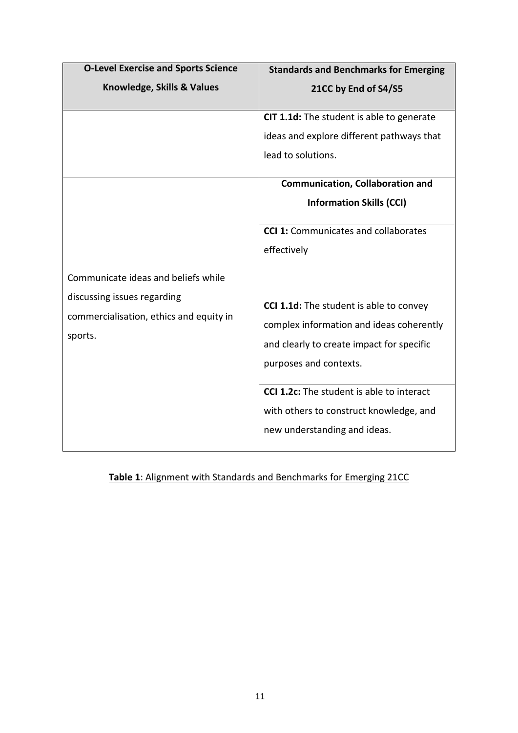| O-Level Exercise and Sports Science Knowledge, Skills & Values | Standards and Benchmarks for Emerging 21CC by End of S4/S5 |
|---|---|
| | **CIT 1.1d:** The student is able to generate ideas and explore different pathways that lead to solutions. |
| | **Communication, Collaboration and Information Skills (CCI)** |
| | **CCI 1:** Communicates and collaborates effectively |
| Communicate ideas and beliefs while discussing issues regarding commercialisation, ethics and equity in sports. | **CCI 1.1d:** The student is able to convey complex information and ideas coherently and clearly to create impact for specific purposes and contexts. |
| | **CCI 1.2c:** The student is able to interact with others to construct knowledge, and new understanding and ideas. |

**Table 1**: Alignment with Standards and Benchmarks for Emerging 21CC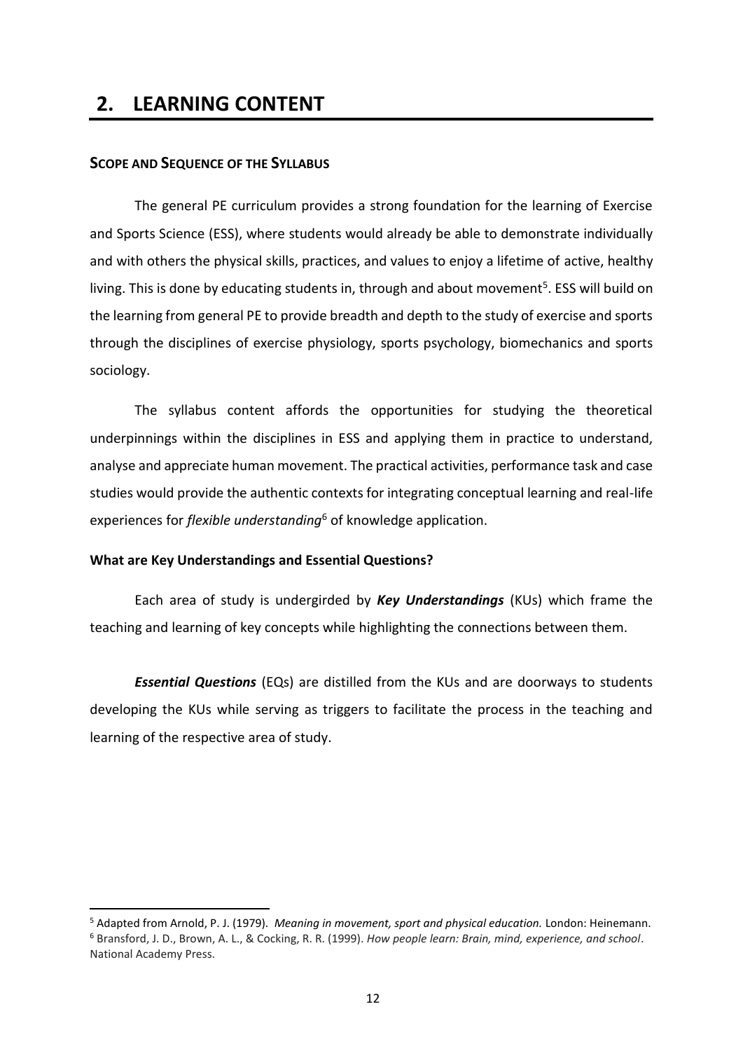# 2. LEARNING CONTENT

### Scope and Sequence of the Syllabus

The general PE curriculum provides a strong foundation for the learning of Exercise and Sports Science (ESS), where students would already be able to demonstrate individually and with others the physical skills, practices, and values to enjoy a lifetime of active, healthy living. This is done by educating students in, through and about movement[5]. ESS will build on the learning from general PE to provide breadth and depth to the study of exercise and sports through the disciplines of exercise physiology, sports psychology, biomechanics and sports sociology.

The syllabus content affords the opportunities for studying the theoretical underpinnings within the disciplines in ESS and applying them in practice to understand, analyse and appreciate human movement. The practical activities, performance task and case studies would provide the authentic contexts for integrating conceptual learning and real-life experiences for *flexible understanding*[6] of knowledge application.

**What are Key Understandings and Essential Questions?**

Each area of study is undergirded by ***Key Understandings*** (KUs) which frame the teaching and learning of key concepts while highlighting the connections between them.

***Essential Questions*** (EQs) are distilled from the KUs and are doorways to students developing the KUs while serving as triggers to facilitate the process in the teaching and learning of the respective area of study.

---

[5] Adapted from Arnold, P. J. (1979). *Meaning in movement, sport and physical education.* London: Heinemann.

[6] Bransford, J. D., Brown, A. L., & Cocking, R. R. (1999). *How people learn: Brain, mind, experience, and school*. National Academy Press.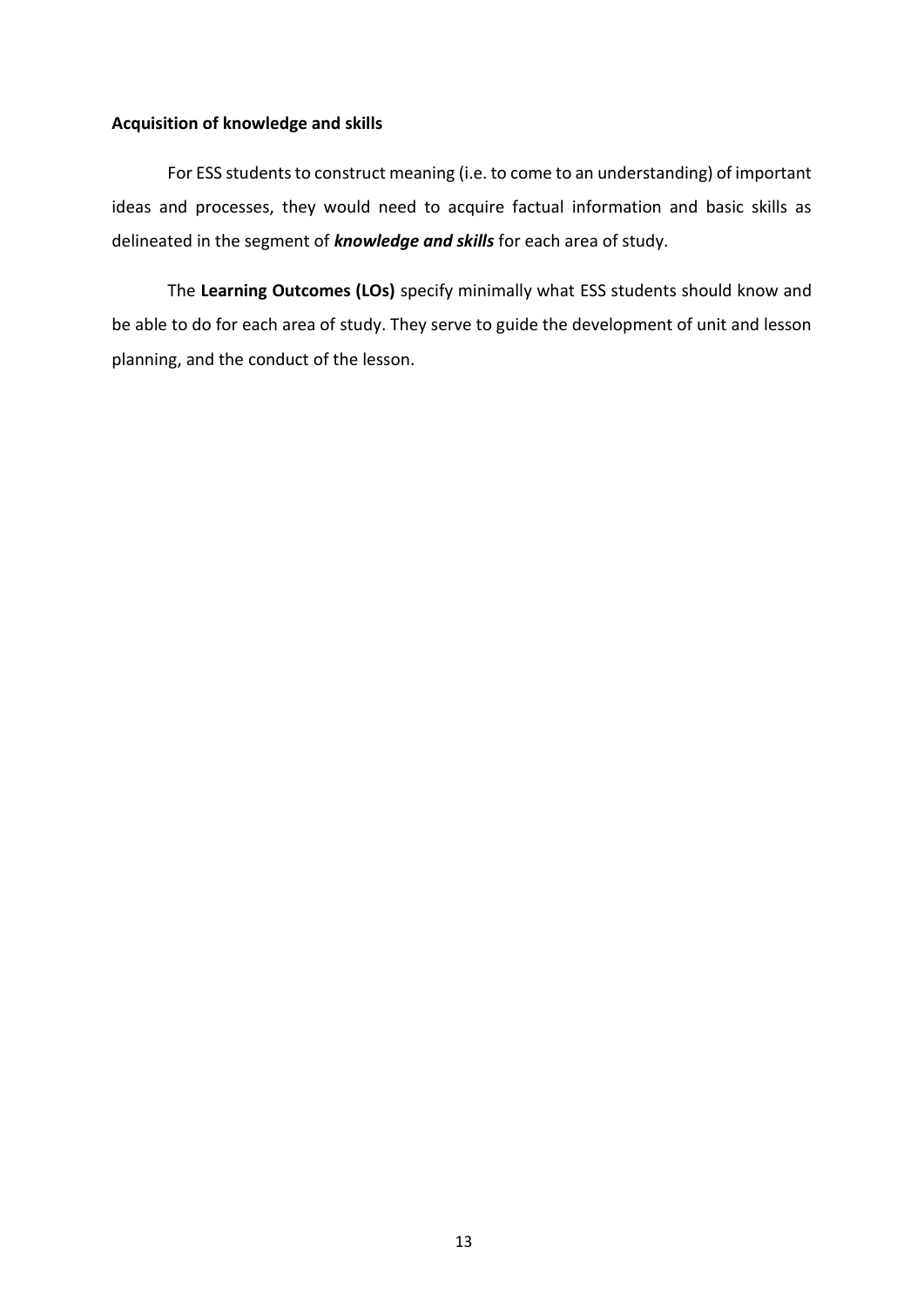**Acquisition of knowledge and skills**

For ESS students to construct meaning (i.e. to come to an understanding) of important ideas and processes, they would need to acquire factual information and basic skills as delineated in the segment of ***knowledge and skills*** for each area of study.

The **Learning Outcomes (LOs)** specify minimally what ESS students should know and be able to do for each area of study. They serve to guide the development of unit and lesson planning, and the conduct of the lesson.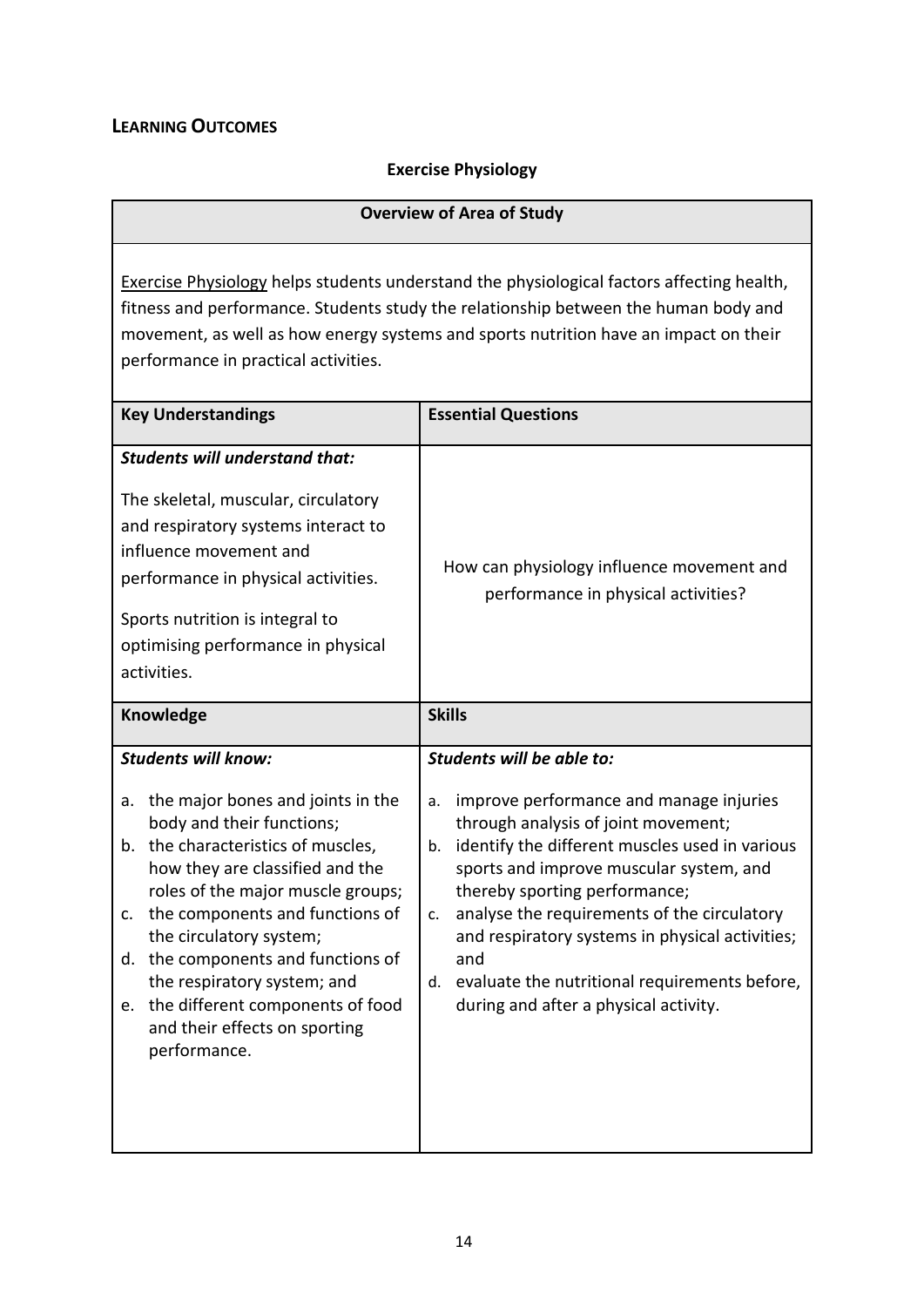## LEARNING OUTCOMES

### Exercise Physiology

| Overview of Area of Study | |
|---|---|
| Exercise Physiology helps students understand the physiological factors affecting health, fitness and performance. Students study the relationship between the human body and movement, as well as how energy systems and sports nutrition have an impact on their performance in practical activities. | |
| **Key Understandings** | **Essential Questions** |
| ***Students will understand that:***<br><br>The skeletal, muscular, circulatory and respiratory systems interact to influence movement and performance in physical activities.<br><br>Sports nutrition is integral to optimising performance in physical activities. | How can physiology influence movement and performance in physical activities? |
| **Knowledge** | **Skills** |
| ***Students will know:***<br><br>a. the major bones and joints in the body and their functions;<br>b. the characteristics of muscles, how they are classified and the roles of the major muscle groups;<br>c. the components and functions of the circulatory system;<br>d. the components and functions of the respiratory system; and<br>e. the different components of food and their effects on sporting performance. | ***Students will be able to:***<br><br>a. improve performance and manage injuries through analysis of joint movement;<br>b. identify the different muscles used in various sports and improve muscular system, and thereby sporting performance;<br>c. analyse the requirements of the circulatory and respiratory systems in physical activities; and<br>d. evaluate the nutritional requirements before, during and after a physical activity. |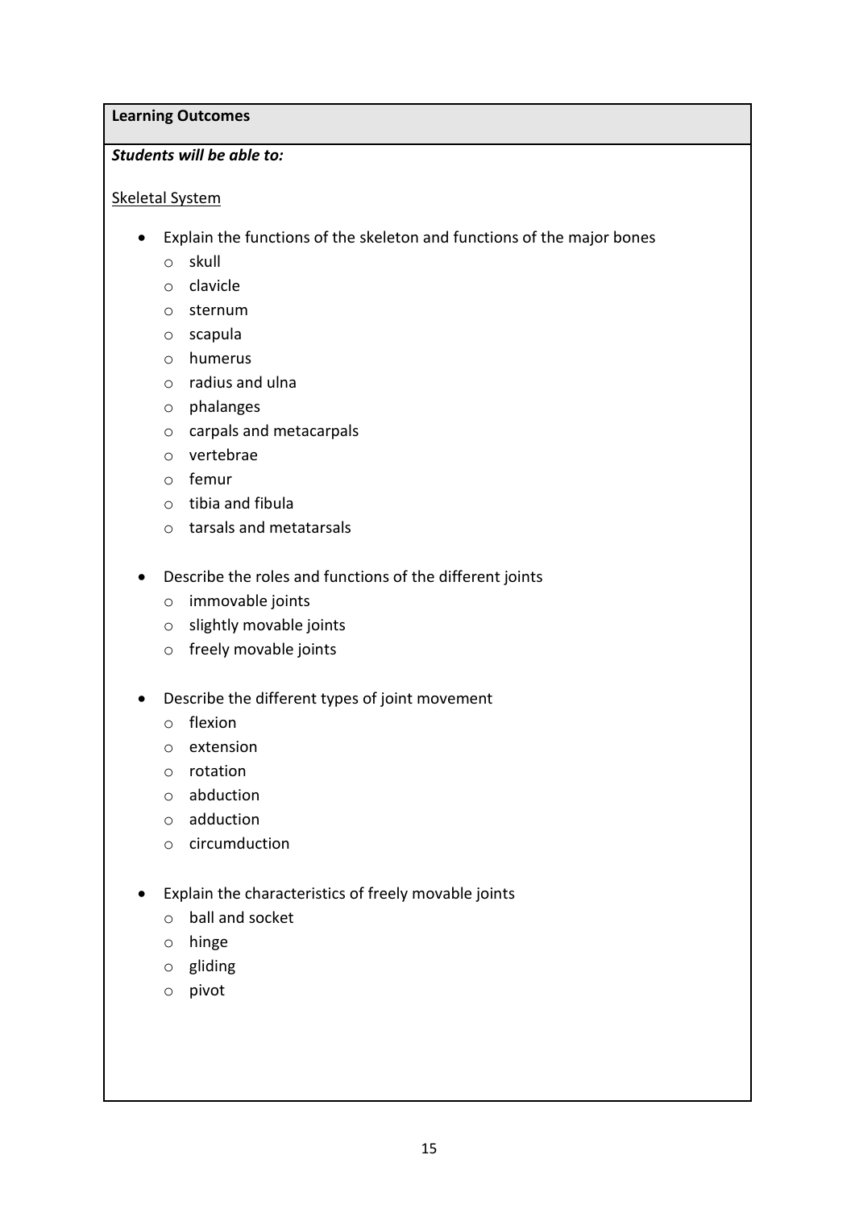**Learning Outcomes**

***Students will be able to:***

Skeletal System

- Explain the functions of the skeleton and functions of the major bones
  - skull
  - clavicle
  - sternum
  - scapula
  - humerus
  - radius and ulna
  - phalanges
  - carpals and metacarpals
  - vertebrae
  - femur
  - tibia and fibula
  - tarsals and metatarsals

- Describe the roles and functions of the different joints
  - immovable joints
  - slightly movable joints
  - freely movable joints

- Describe the different types of joint movement
  - flexion
  - extension
  - rotation
  - abduction
  - adduction
  - circumduction

- Explain the characteristics of freely movable joints
  - ball and socket
  - hinge
  - gliding
  - pivot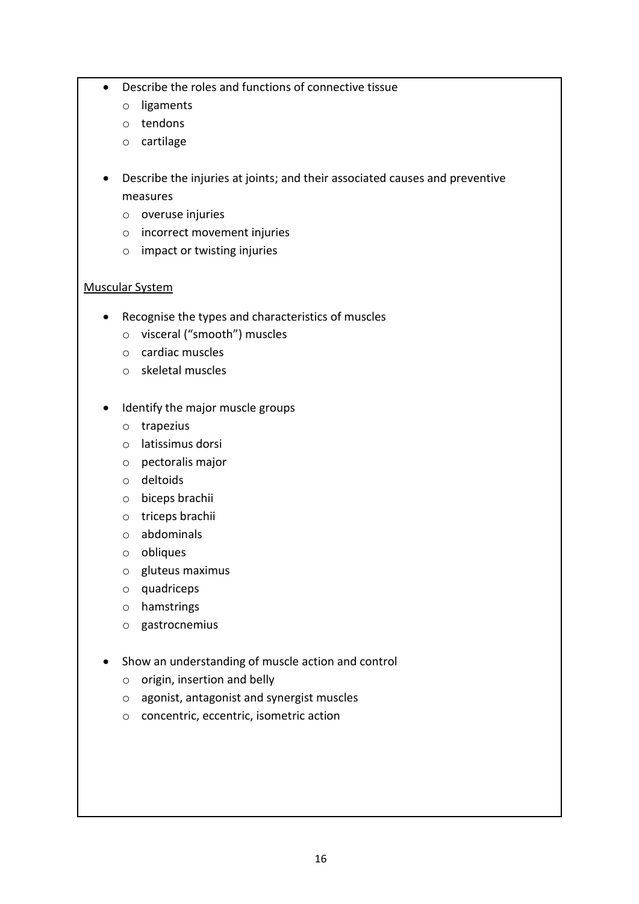- Describe the roles and functions of connective tissue
    - ligaments
    - tendons
    - cartilage

- Describe the injuries at joints; and their associated causes and preventive measures
    - overuse injuries
    - incorrect movement injuries
    - impact or twisting injuries

<u>Muscular System</u>

- Recognise the types and characteristics of muscles
    - visceral ("smooth") muscles
    - cardiac muscles
    - skeletal muscles

- Identify the major muscle groups
    - trapezius
    - latissimus dorsi
    - pectoralis major
    - deltoids
    - biceps brachii
    - triceps brachii
    - abdominals
    - obliques
    - gluteus maximus
    - quadriceps
    - hamstrings
    - gastrocnemius

- Show an understanding of muscle action and control
    - origin, insertion and belly
    - agonist, antagonist and synergist muscles
    - concentric, eccentric, isometric action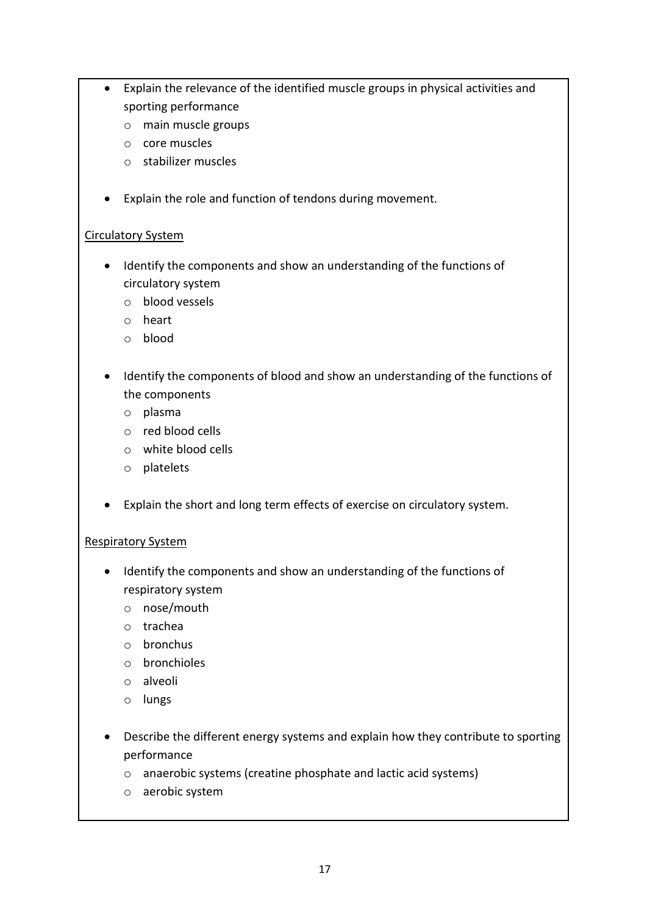- Explain the relevance of the identified muscle groups in physical activities and sporting performance
    - main muscle groups
    - core muscles
    - stabilizer muscles

- Explain the role and function of tendons during movement.

<u>Circulatory System</u>

- Identify the components and show an understanding of the functions of circulatory system
    - blood vessels
    - heart
    - blood

- Identify the components of blood and show an understanding of the functions of the components
    - plasma
    - red blood cells
    - white blood cells
    - platelets

- Explain the short and long term effects of exercise on circulatory system.

<u>Respiratory System</u>

- Identify the components and show an understanding of the functions of respiratory system
    - nose/mouth
    - trachea
    - bronchus
    - bronchioles
    - alveoli
    - lungs

- Describe the different energy systems and explain how they contribute to sporting performance
    - anaerobic systems (creatine phosphate and lactic acid systems)
    - aerobic system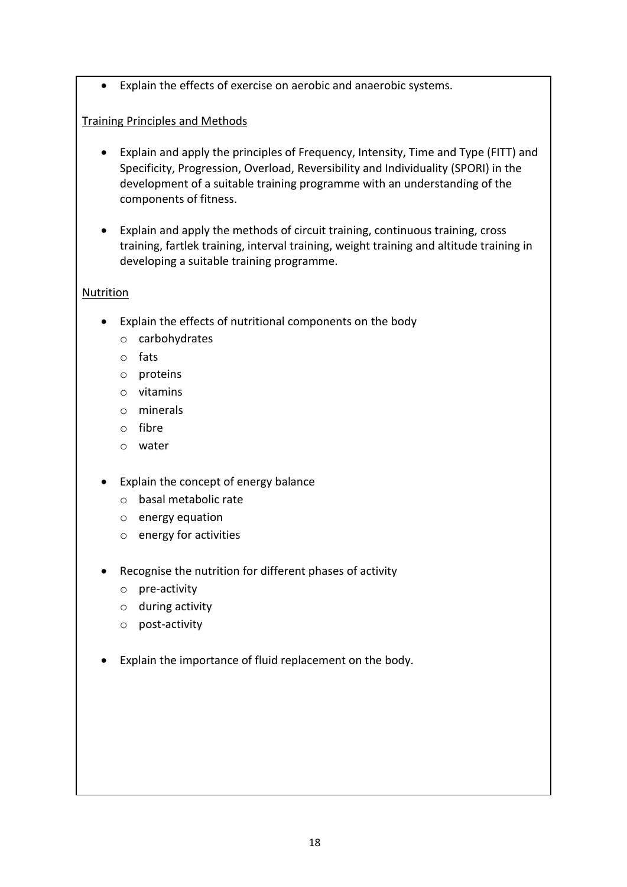- Explain the effects of exercise on aerobic and anaerobic systems.

<u>Training Principles and Methods</u>

- Explain and apply the principles of Frequency, Intensity, Time and Type (FITT) and Specificity, Progression, Overload, Reversibility and Individuality (SPORI) in the development of a suitable training programme with an understanding of the components of fitness.

- Explain and apply the methods of circuit training, continuous training, cross training, fartlek training, interval training, weight training and altitude training in developing a suitable training programme.

<u>Nutrition</u>

- Explain the effects of nutritional components on the body
  - carbohydrates
  - fats
  - proteins
  - vitamins
  - minerals
  - fibre
  - water

- Explain the concept of energy balance
  - basal metabolic rate
  - energy equation
  - energy for activities

- Recognise the nutrition for different phases of activity
  - pre-activity
  - during activity
  - post-activity

- Explain the importance of fluid replacement on the body.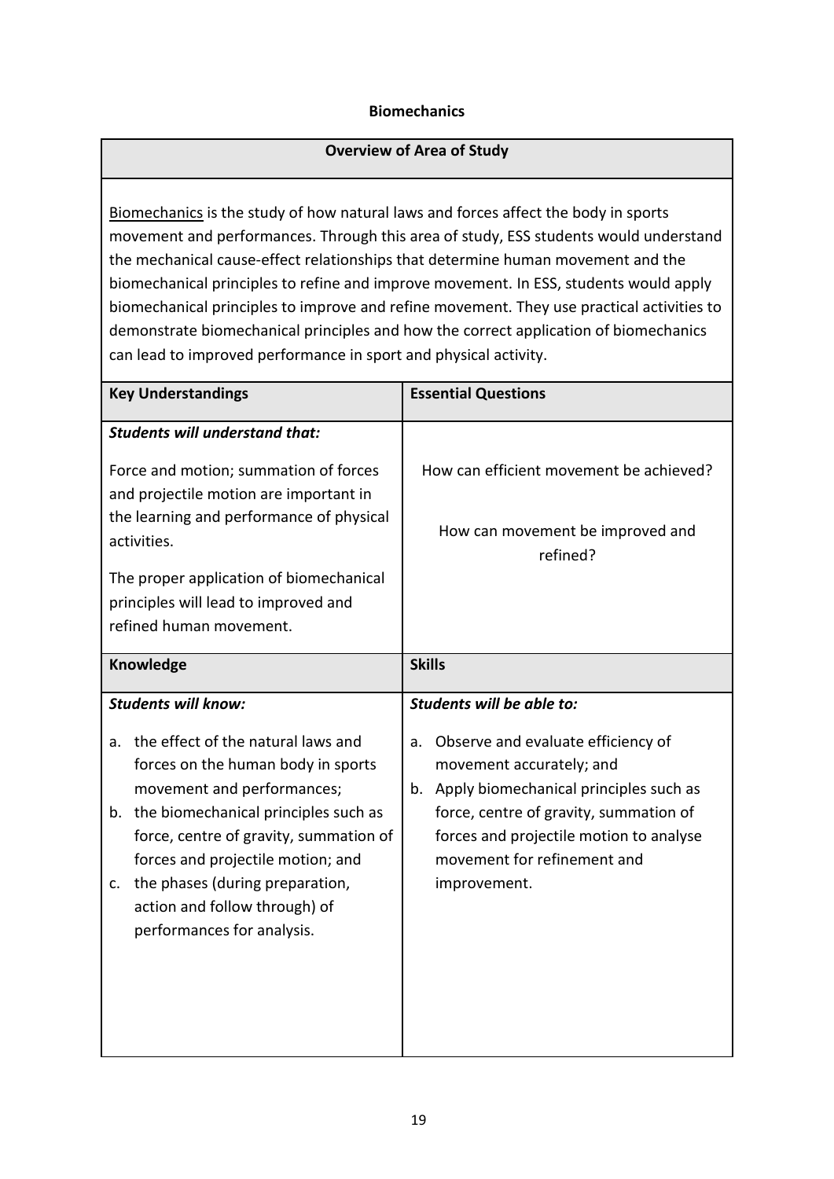**Biomechanics**

| **Overview of Area of Study** | |
|---|---|
| Biomechanics is the study of how natural laws and forces affect the body in sports movement and performances. Through this area of study, ESS students would understand the mechanical cause-effect relationships that determine human movement and the biomechanical principles to refine and improve movement. In ESS, students would apply biomechanical principles to improve and refine movement. They use practical activities to demonstrate biomechanical principles and how the correct application of biomechanics can lead to improved performance in sport and physical activity. | |
| **Key Understandings** | **Essential Questions** |
| ***Students will understand that:***<br><br>Force and motion; summation of forces and projectile motion are important in the learning and performance of physical activities.<br><br>The proper application of biomechanical principles will lead to improved and refined human movement. | How can efficient movement be achieved?<br><br>How can movement be improved and refined? |
| **Knowledge** | **Skills** |
| ***Students will know:***<br><br>a. the effect of the natural laws and forces on the human body in sports movement and performances;<br>b. the biomechanical principles such as force, centre of gravity, summation of forces and projectile motion; and<br>c. the phases (during preparation, action and follow through) of performances for analysis. | ***Students will be able to:***<br><br>a. Observe and evaluate efficiency of movement accurately; and<br>b. Apply biomechanical principles such as force, centre of gravity, summation of forces and projectile motion to analyse movement for refinement and improvement. |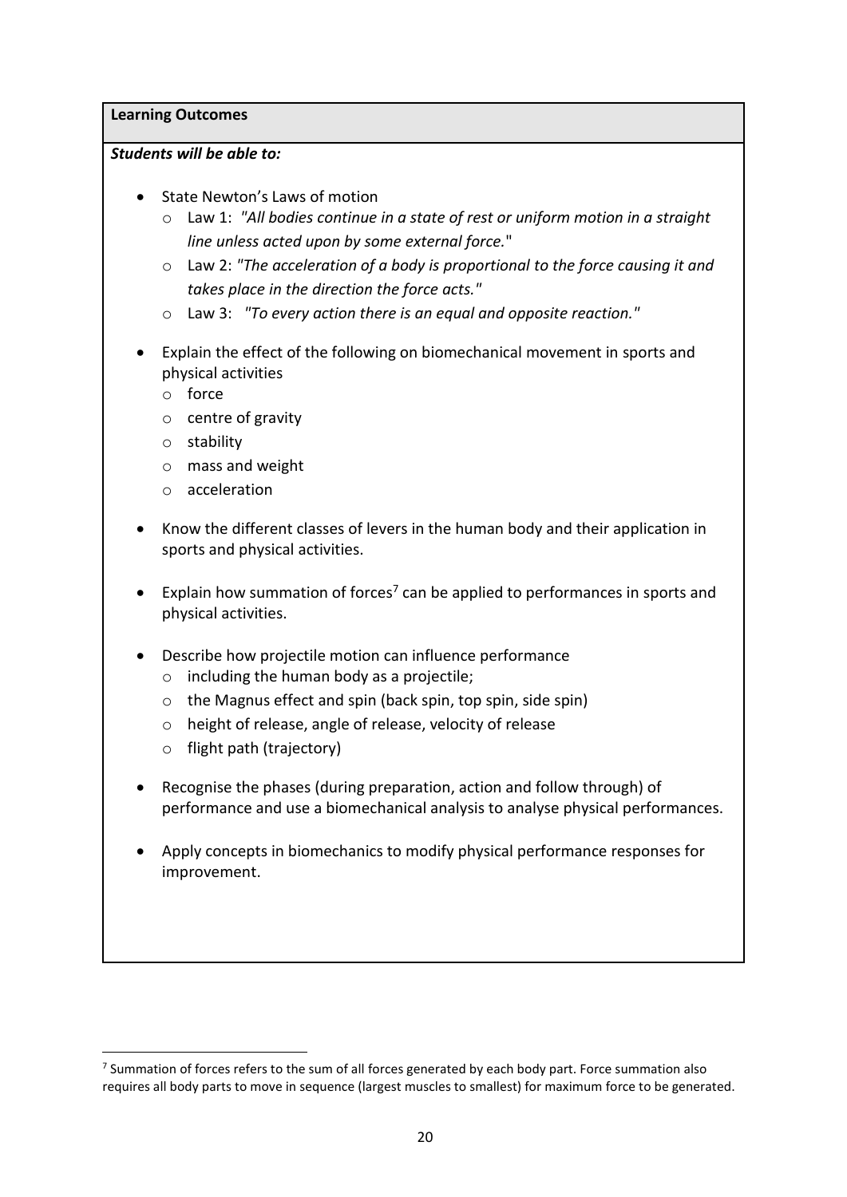**Learning Outcomes**

***Students will be able to:***

- State Newton's Laws of motion
  - Law 1: *"All bodies continue in a state of rest or uniform motion in a straight line unless acted upon by some external force."*
  - Law 2: *"The acceleration of a body is proportional to the force causing it and takes place in the direction the force acts."*
  - Law 3: *"To every action there is an equal and opposite reaction."*

- Explain the effect of the following on biomechanical movement in sports and physical activities
  - force
  - centre of gravity
  - stability
  - mass and weight
  - acceleration

- Know the different classes of levers in the human body and their application in sports and physical activities.

- Explain how summation of forces[7] can be applied to performances in sports and physical activities.

- Describe how projectile motion can influence performance
  - including the human body as a projectile;
  - the Magnus effect and spin (back spin, top spin, side spin)
  - height of release, angle of release, velocity of release
  - flight path (trajectory)

- Recognise the phases (during preparation, action and follow through) of performance and use a biomechanical analysis to analyse physical performances.

- Apply concepts in biomechanics to modify physical performance responses for improvement.

---

[7] Summation of forces refers to the sum of all forces generated by each body part. Force summation also requires all body parts to move in sequence (largest muscles to smallest) for maximum force to be generated.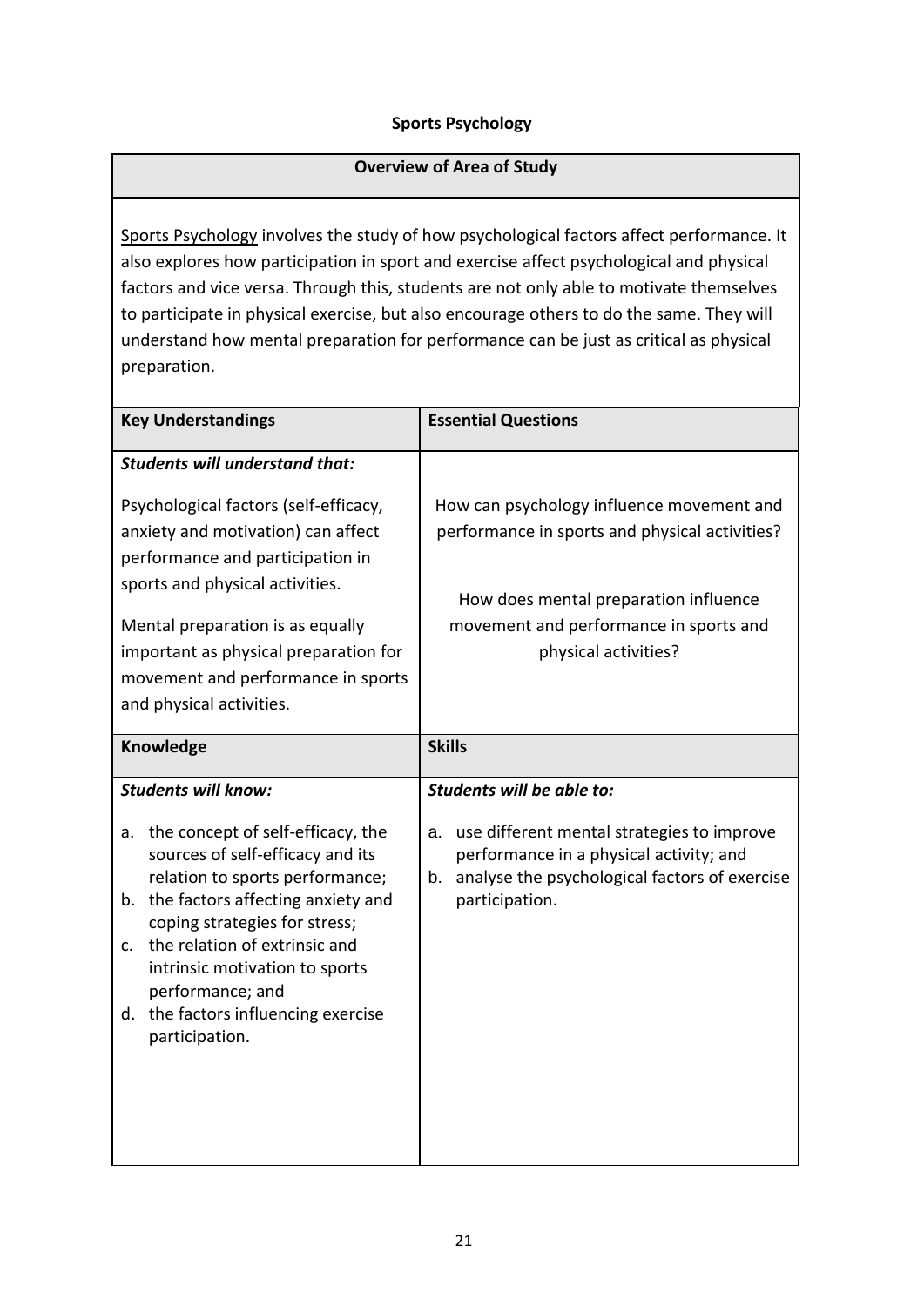# Sports Psychology

| Overview of Area of Study |
|---|
| Sports Psychology involves the study of how psychological factors affect performance. It also explores how participation in sport and exercise affect psychological and physical factors and vice versa. Through this, students are not only able to motivate themselves to participate in physical exercise, but also encourage others to do the same. They will understand how mental preparation for performance can be just as critical as physical preparation. |

| Key Understandings | Essential Questions |
|---|---|
| ***Students will understand that:*** <br><br> Psychological factors (self-efficacy, anxiety and motivation) can affect performance and participation in sports and physical activities. <br><br> Mental preparation is as equally important as physical preparation for movement and performance in sports and physical activities. | How can psychology influence movement and performance in sports and physical activities? <br><br> How does mental preparation influence movement and performance in sports and physical activities? |

| Knowledge | Skills |
|---|---|
| ***Students will know:*** <br><br> a. the concept of self-efficacy, the sources of self-efficacy and its relation to sports performance; <br> b. the factors affecting anxiety and coping strategies for stress; <br> c. the relation of extrinsic and intrinsic motivation to sports performance; and <br> d. the factors influencing exercise participation. | ***Students will be able to:*** <br><br> a. use different mental strategies to improve performance in a physical activity; and <br> b. analyse the psychological factors of exercise participation. |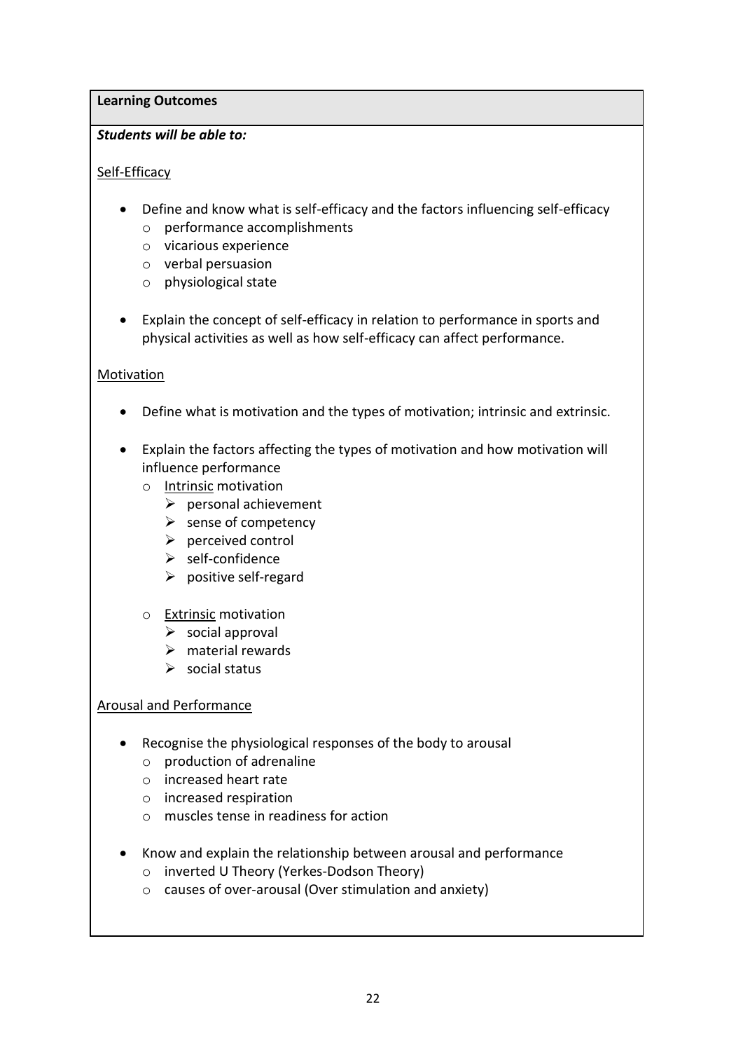**Learning Outcomes**

***Students will be able to:***

Self-Efficacy

- Define and know what is self-efficacy and the factors influencing self-efficacy
  - performance accomplishments
  - vicarious experience
  - verbal persuasion
  - physiological state

- Explain the concept of self-efficacy in relation to performance in sports and physical activities as well as how self-efficacy can affect performance.

Motivation

- Define what is motivation and the types of motivation; intrinsic and extrinsic.

- Explain the factors affecting the types of motivation and how motivation will influence performance
  - Intrinsic motivation
    - personal achievement
    - sense of competency
    - perceived control
    - self-confidence
    - positive self-regard

  - Extrinsic motivation
    - social approval
    - material rewards
    - social status

Arousal and Performance

- Recognise the physiological responses of the body to arousal
  - production of adrenaline
  - increased heart rate
  - increased respiration
  - muscles tense in readiness for action

- Know and explain the relationship between arousal and performance
  - inverted U Theory (Yerkes-Dodson Theory)
  - causes of over-arousal (Over stimulation and anxiety)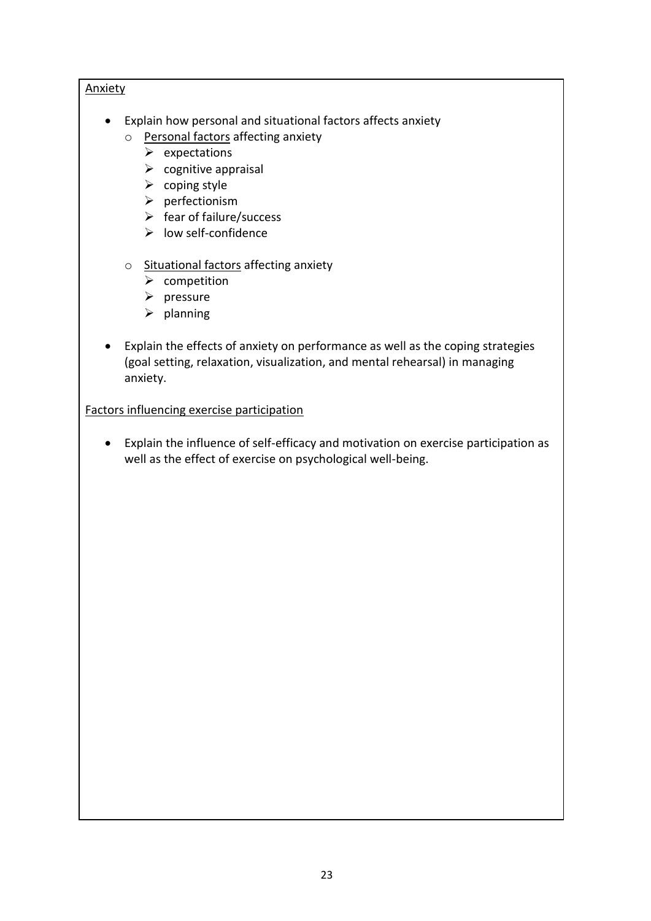<u>Anxiety</u>

- Explain how personal and situational factors affects anxiety
  - <u>Personal factors</u> affecting anxiety
    - expectations
    - cognitive appraisal
    - coping style
    - perfectionism
    - fear of failure/success
    - low self-confidence
  - <u>Situational factors</u> affecting anxiety
    - competition
    - pressure
    - planning
- Explain the effects of anxiety on performance as well as the coping strategies (goal setting, relaxation, visualization, and mental rehearsal) in managing anxiety.

<u>Factors influencing exercise participation</u>

- Explain the influence of self-efficacy and motivation on exercise participation as well as the effect of exercise on psychological well-being.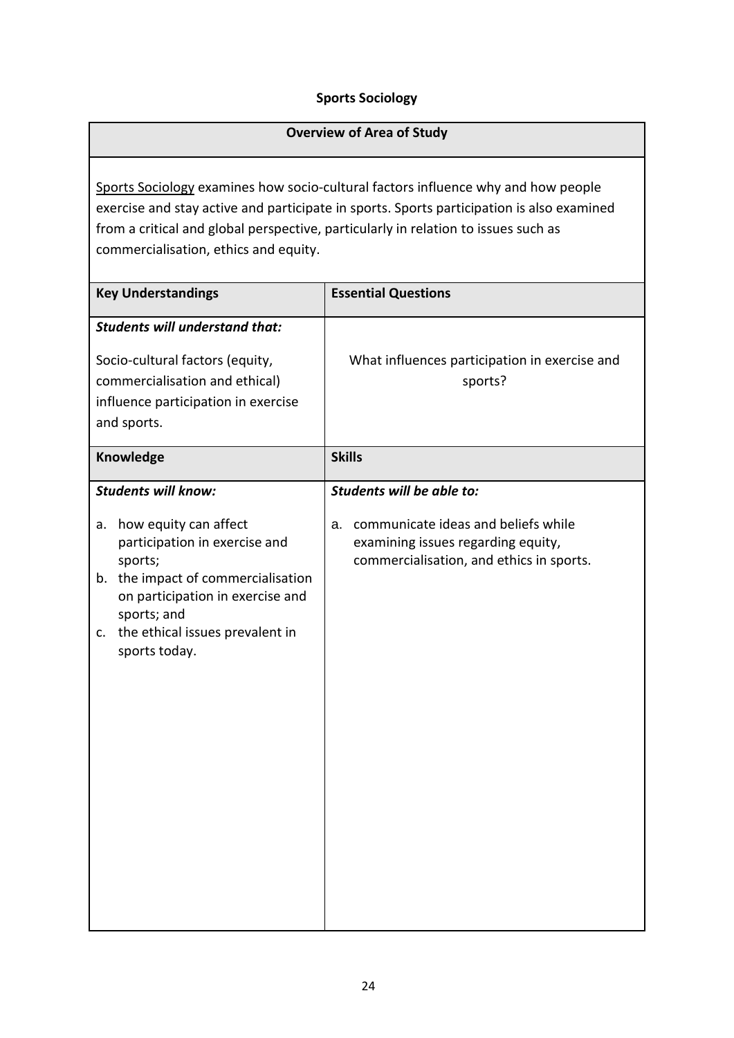## Sports Sociology

| Overview of Area of Study | |
|---|---|
| Sports Sociology examines how socio-cultural factors influence why and how people exercise and stay active and participate in sports. Sports participation is also examined from a critical and global perspective, particularly in relation to issues such as commercialisation, ethics and equity. | |
| **Key Understandings** | **Essential Questions** |
| ***Students will understand that:***<br><br>Socio-cultural factors (equity, commercialisation and ethical) influence participation in exercise and sports. | What influences participation in exercise and sports? |
| **Knowledge** | **Skills** |
| ***Students will know:***<br><br>a. how equity can affect participation in exercise and sports;<br>b. the impact of commercialisation on participation in exercise and sports; and<br>c. the ethical issues prevalent in sports today. | ***Students will be able to:***<br><br>a. communicate ideas and beliefs while examining issues regarding equity, commercialisation, and ethics in sports. |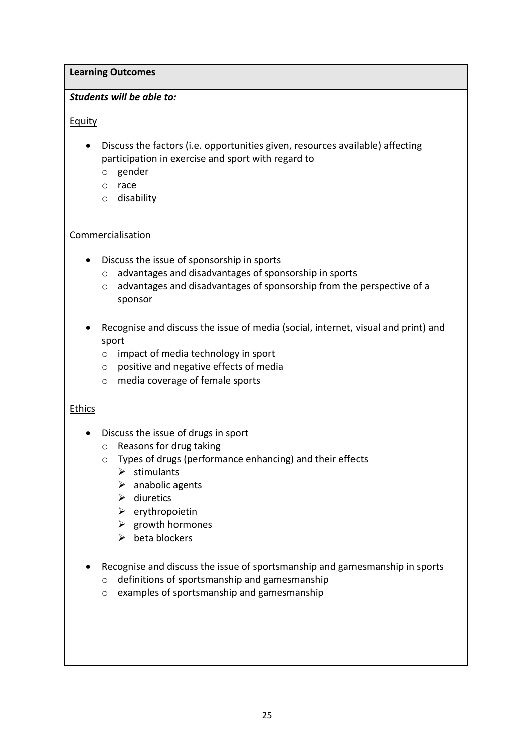**Learning Outcomes**

***Students will be able to:***

Equity

- Discuss the factors (i.e. opportunities given, resources available) affecting participation in exercise and sport with regard to
  - gender
  - race
  - disability

Commercialisation

- Discuss the issue of sponsorship in sports
  - advantages and disadvantages of sponsorship in sports
  - advantages and disadvantages of sponsorship from the perspective of a sponsor

- Recognise and discuss the issue of media (social, internet, visual and print) and sport
  - impact of media technology in sport
  - positive and negative effects of media
  - media coverage of female sports

Ethics

- Discuss the issue of drugs in sport
  - Reasons for drug taking
  - Types of drugs (performance enhancing) and their effects
    - stimulants
    - anabolic agents
    - diuretics
    - erythropoietin
    - growth hormones
    - beta blockers

- Recognise and discuss the issue of sportsmanship and gamesmanship in sports
  - definitions of sportsmanship and gamesmanship
  - examples of sportsmanship and gamesmanship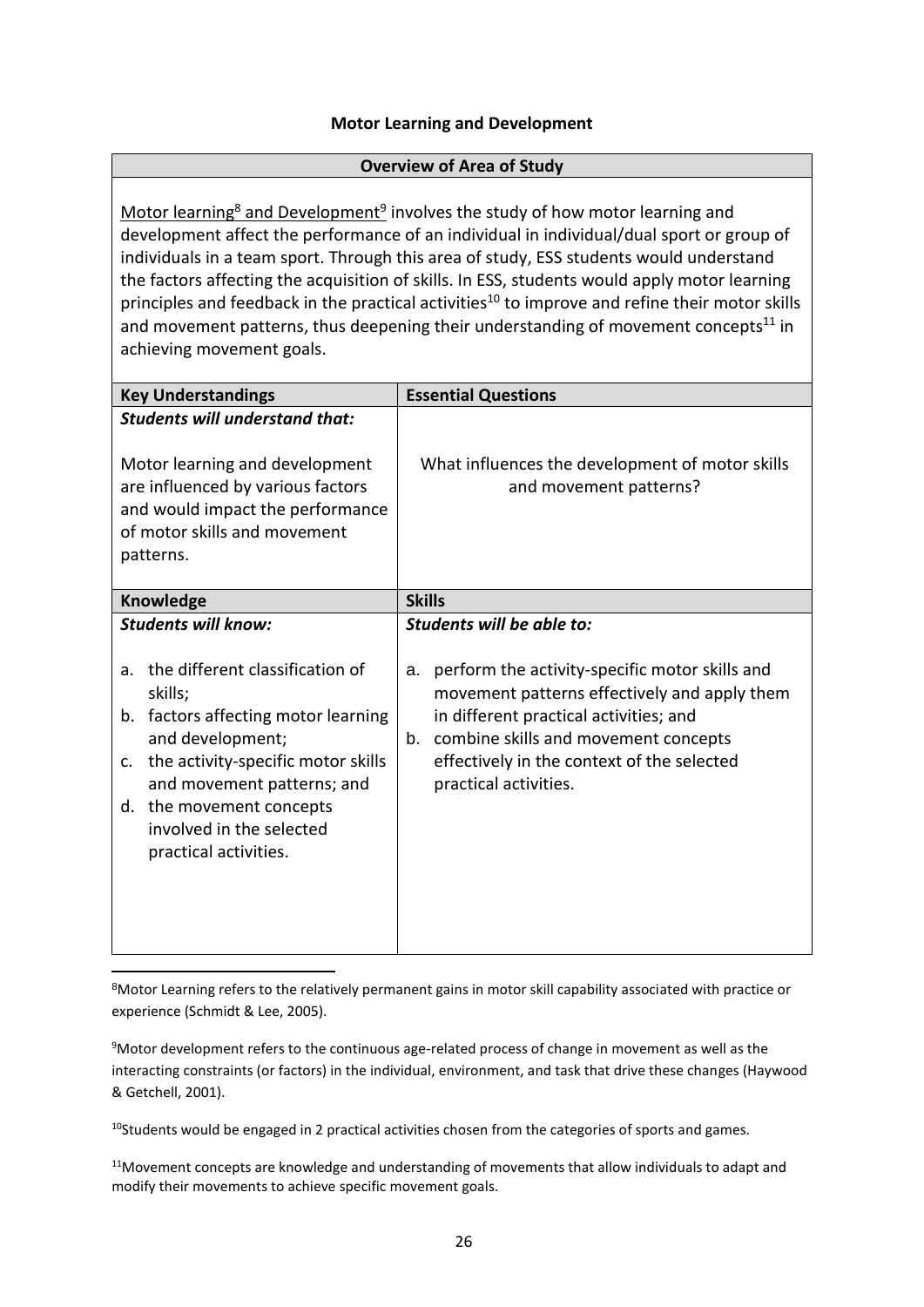## Motor Learning and Development

| Overview of Area of Study | |
|---|---|
| Motor learning[8] and Development[9] involves the study of how motor learning and development affect the performance of an individual in individual/dual sport or group of individuals in a team sport. Through this area of study, ESS students would understand the factors affecting the acquisition of skills. In ESS, students would apply motor learning principles and feedback in the practical activities[10] to improve and refine their motor skills and movement patterns, thus deepening their understanding of movement concepts[11] in achieving movement goals. | |
| **Key Understandings** | **Essential Questions** |
| ***Students will understand that:***<br><br>Motor learning and development are influenced by various factors and would impact the performance of motor skills and movement patterns. | What influences the development of motor skills and movement patterns? |
| **Knowledge** | **Skills** |
| ***Students will know:***<br><br>a. the different classification of skills;<br>b. factors affecting motor learning and development;<br>c. the activity-specific motor skills and movement patterns; and<br>d. the movement concepts involved in the selected practical activities. | ***Students will be able to:***<br><br>a. perform the activity-specific motor skills and movement patterns effectively and apply them in different practical activities; and<br>b. combine skills and movement concepts effectively in the context of the selected practical activities. |

[8]Motor Learning refers to the relatively permanent gains in motor skill capability associated with practice or experience (Schmidt & Lee, 2005).

[9]Motor development refers to the continuous age-related process of change in movement as well as the interacting constraints (or factors) in the individual, environment, and task that drive these changes (Haywood & Getchell, 2001).

[10]Students would be engaged in 2 practical activities chosen from the categories of sports and games.

[11]Movement concepts are knowledge and understanding of movements that allow individuals to adapt and modify their movements to achieve specific movement goals.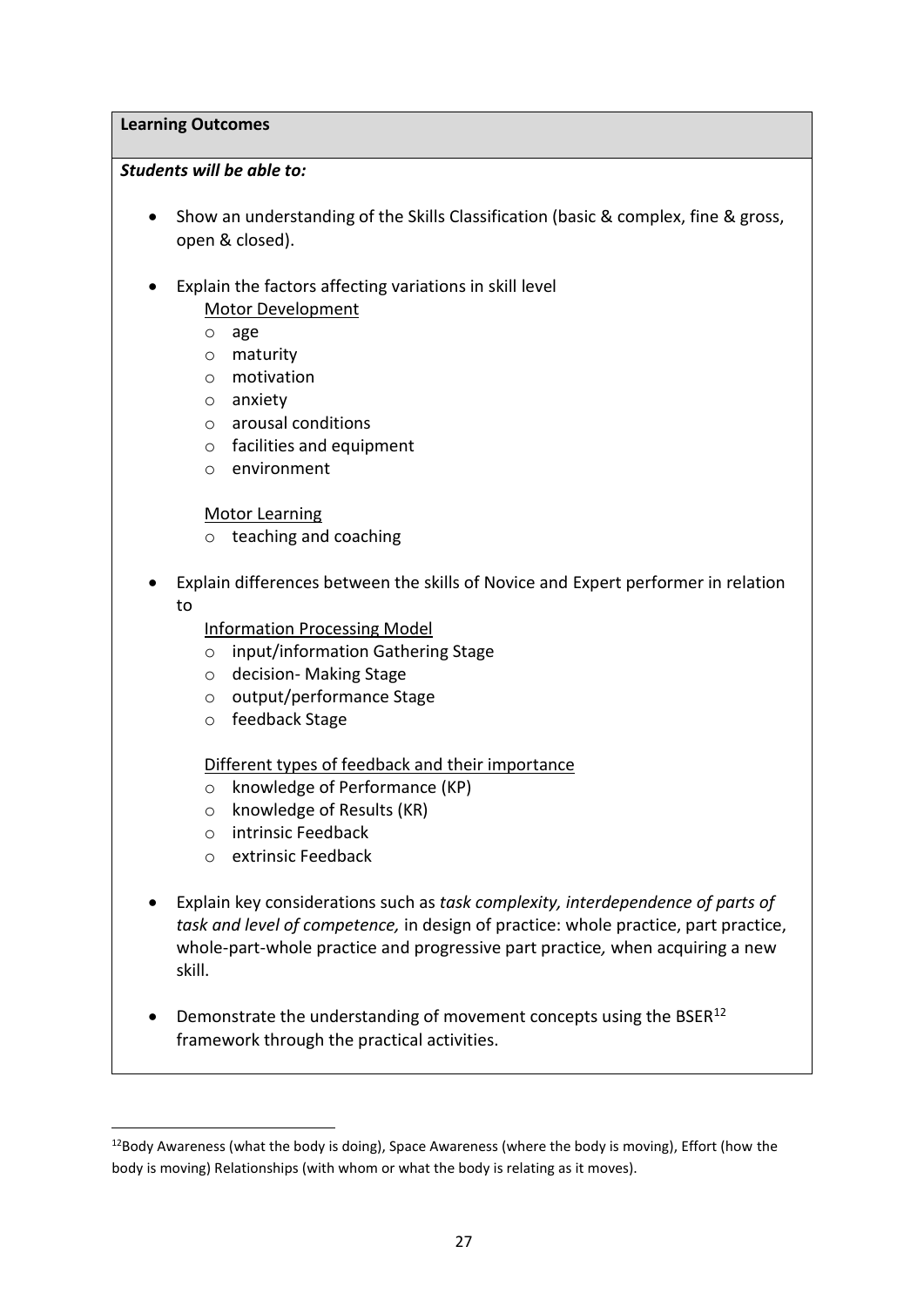**Learning Outcomes**

***Students will be able to:***

- Show an understanding of the Skills Classification (basic & complex, fine & gross, open & closed).

- Explain the factors affecting variations in skill level

  Motor Development
  - age
  - maturity
  - motivation
  - anxiety
  - arousal conditions
  - facilities and equipment
  - environment

  Motor Learning
  - teaching and coaching

- Explain differences between the skills of Novice and Expert performer in relation to

  Information Processing Model
  - input/information Gathering Stage
  - decision- Making Stage
  - output/performance Stage
  - feedback Stage

  Different types of feedback and their importance
  - knowledge of Performance (KP)
  - knowledge of Results (KR)
  - intrinsic Feedback
  - extrinsic Feedback

- Explain key considerations such as *task complexity, interdependence of parts of task and level of competence,* in design of practice: whole practice, part practice, whole-part-whole practice and progressive part practice*,* when acquiring a new skill.

- Demonstrate the understanding of movement concepts using the BSER[12] framework through the practical activities.

[12] Body Awareness (what the body is doing), Space Awareness (where the body is moving), Effort (how the body is moving) Relationships (with whom or what the body is relating as it moves).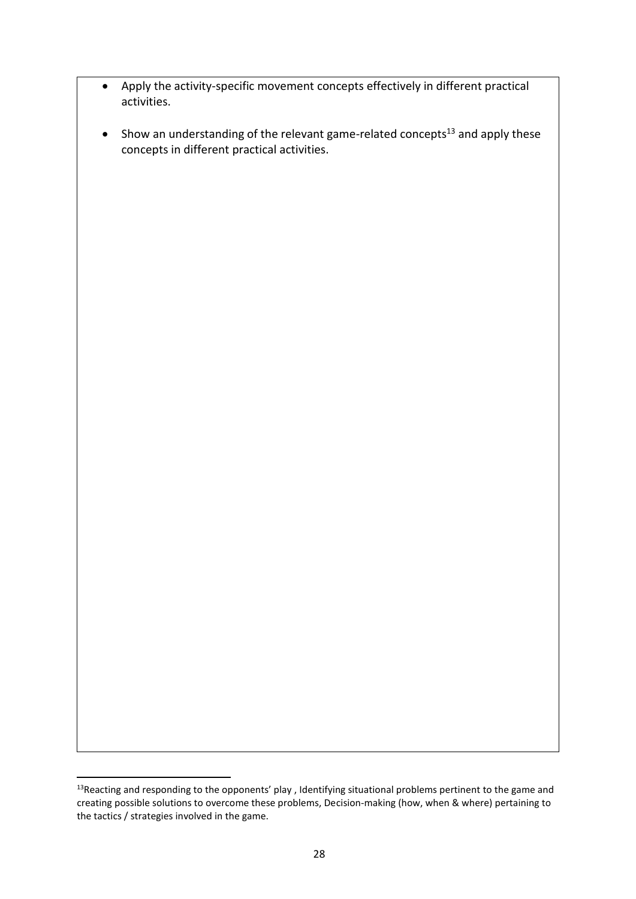- Apply the activity-specific movement concepts effectively in different practical activities.
- Show an understanding of the relevant game-related concepts[13] and apply these concepts in different practical activities.

---

[13] Reacting and responding to the opponents' play , Identifying situational problems pertinent to the game and creating possible solutions to overcome these problems, Decision-making (how, when & where) pertaining to the tactics / strategies involved in the game.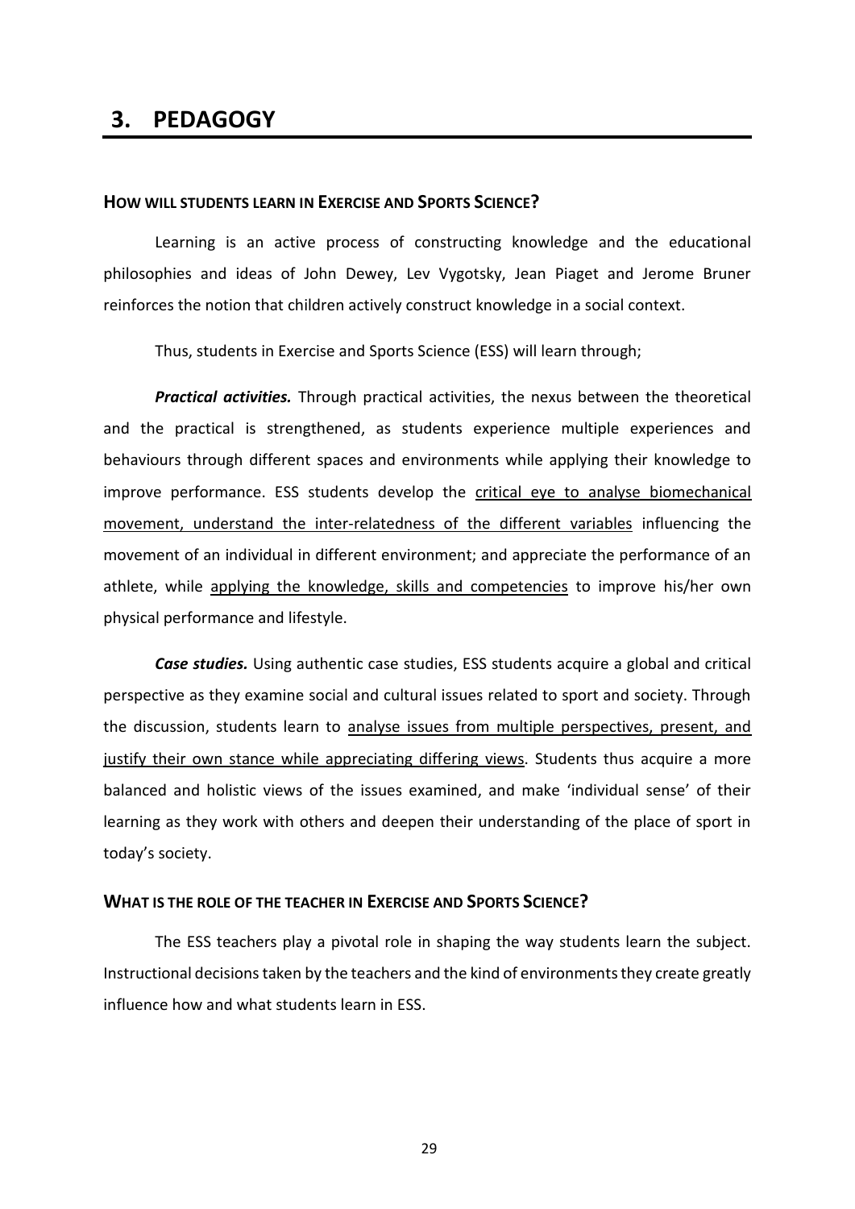# 3. PEDAGOGY

## HOW WILL STUDENTS LEARN IN EXERCISE AND SPORTS SCIENCE?

Learning is an active process of constructing knowledge and the educational philosophies and ideas of John Dewey, Lev Vygotsky, Jean Piaget and Jerome Bruner reinforces the notion that children actively construct knowledge in a social context.

Thus, students in Exercise and Sports Science (ESS) will learn through;

***Practical activities.*** Through practical activities, the nexus between the theoretical and the practical is strengthened, as students experience multiple experiences and behaviours through different spaces and environments while applying their knowledge to improve performance. ESS students develop the <u>critical eye to analyse biomechanical movement, understand the inter-relatedness of the different variables</u> influencing the movement of an individual in different environment; and appreciate the performance of an athlete, while <u>applying the knowledge, skills and competencies</u> to improve his/her own physical performance and lifestyle.

***Case studies.*** Using authentic case studies, ESS students acquire a global and critical perspective as they examine social and cultural issues related to sport and society. Through the discussion, students learn to <u>analyse issues from multiple perspectives, present, and justify their own stance while appreciating differing views</u>. Students thus acquire a more balanced and holistic views of the issues examined, and make 'individual sense' of their learning as they work with others and deepen their understanding of the place of sport in today's society.

## WHAT IS THE ROLE OF THE TEACHER IN EXERCISE AND SPORTS SCIENCE?

The ESS teachers play a pivotal role in shaping the way students learn the subject. Instructional decisions taken by the teachers and the kind of environments they create greatly influence how and what students learn in ESS.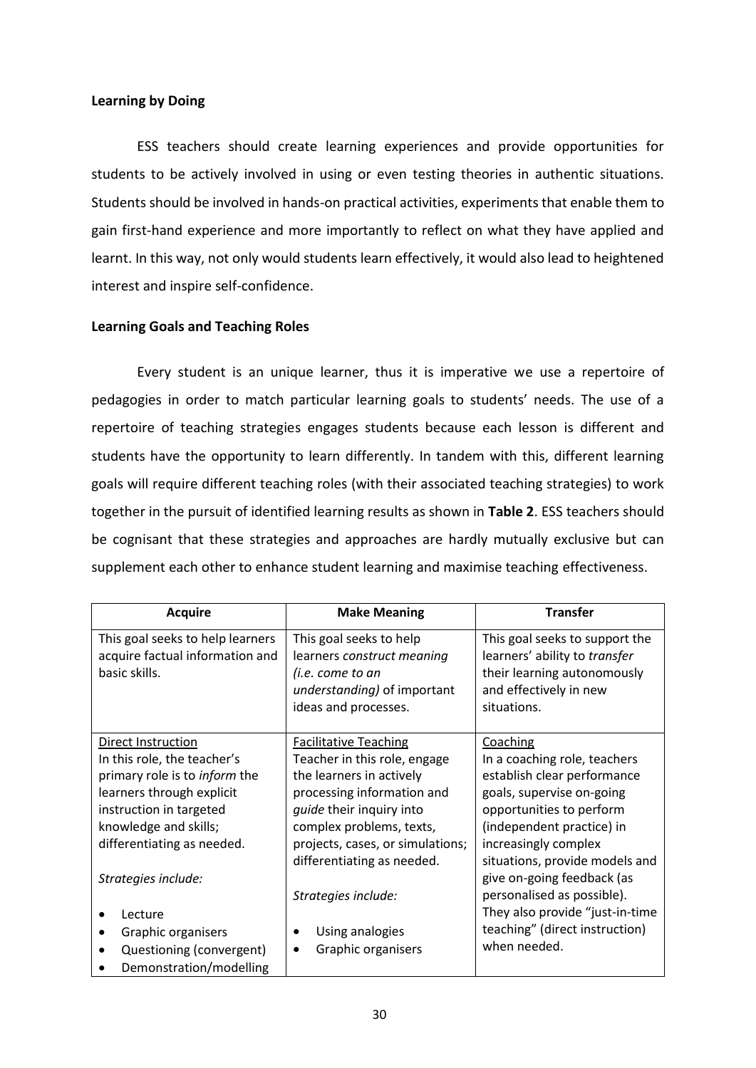**Learning by Doing**

ESS teachers should create learning experiences and provide opportunities for students to be actively involved in using or even testing theories in authentic situations. Students should be involved in hands-on practical activities, experiments that enable them to gain first-hand experience and more importantly to reflect on what they have applied and learnt. In this way, not only would students learn effectively, it would also lead to heightened interest and inspire self-confidence.

**Learning Goals and Teaching Roles**

Every student is an unique learner, thus it is imperative we use a repertoire of pedagogies in order to match particular learning goals to students' needs. The use of a repertoire of teaching strategies engages students because each lesson is different and students have the opportunity to learn differently. In tandem with this, different learning goals will require different teaching roles (with their associated teaching strategies) to work together in the pursuit of identified learning results as shown in **Table 2**. ESS teachers should be cognisant that these strategies and approaches are hardly mutually exclusive but can supplement each other to enhance student learning and maximise teaching effectiveness.

| **Acquire** | **Make Meaning** | **Transfer** |
|---|---|---|
| This goal seeks to help learners acquire factual information and basic skills. | This goal seeks to help learners *construct meaning (i.e. come to an understanding)* of important ideas and processes. | This goal seeks to support the learners' ability to *transfer* their learning autonomously and effectively in new situations. |
| Direct Instruction<br>In this role, the teacher's primary role is to *inform* the learners through explicit instruction in targeted knowledge and skills; differentiating as needed.<br><br>*Strategies include:*<br>• Lecture<br>• Graphic organisers<br>• Questioning (convergent)<br>• Demonstration/modelling | Facilitative Teaching<br>Teacher in this role, engage the learners in actively processing information and *guide* their inquiry into complex problems, texts, projects, cases, or simulations; differentiating as needed.<br><br>*Strategies include:*<br>• Using analogies<br>• Graphic organisers | Coaching<br>In a coaching role, teachers establish clear performance goals, supervise on-going opportunities to perform (independent practice) in increasingly complex situations, provide models and give on-going feedback (as personalised as possible). They also provide "just-in-time teaching" (direct instruction) when needed. |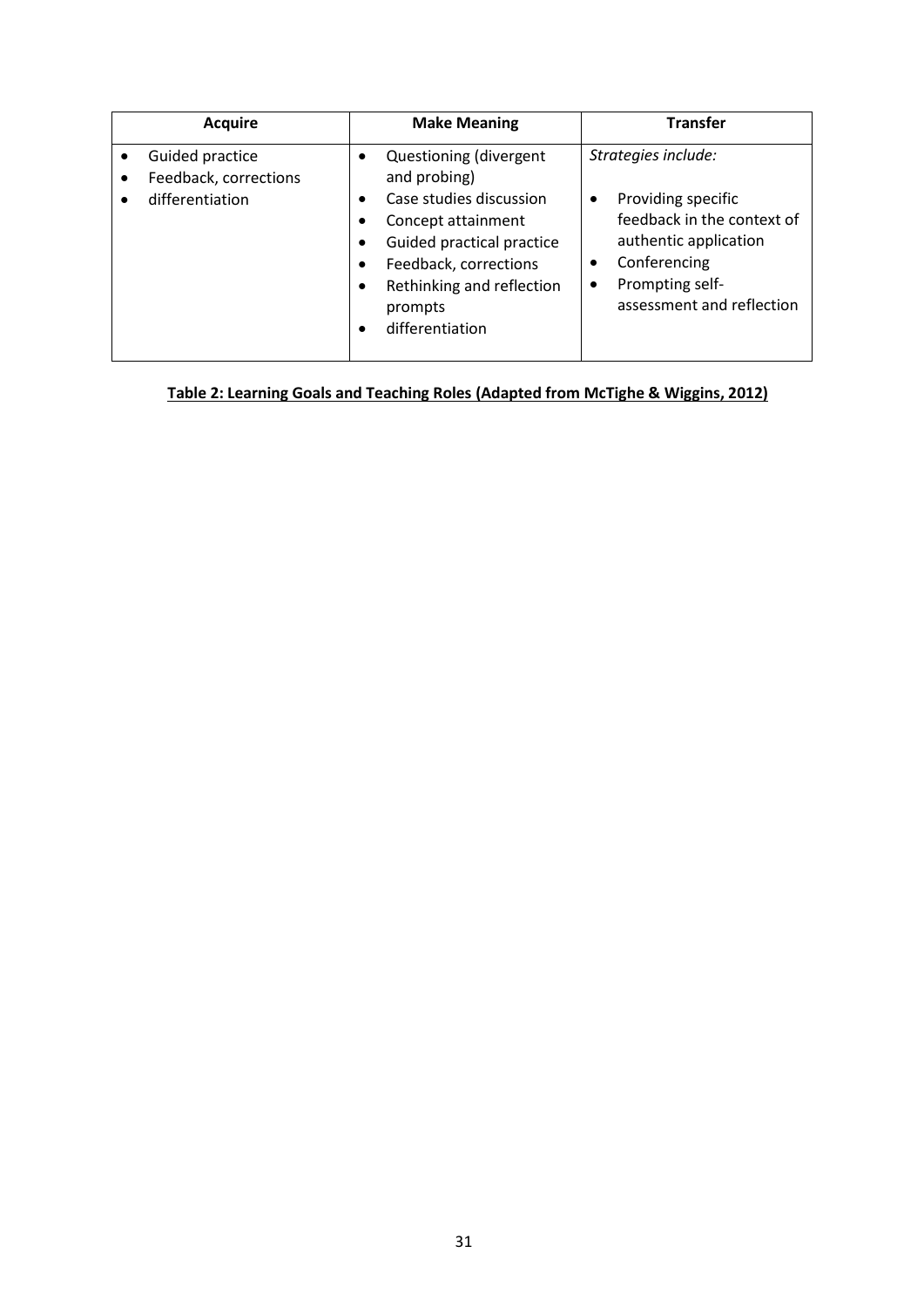| Acquire | Make Meaning | Transfer |
|---|---|---|
| • Guided practice<br>• Feedback, corrections<br>• differentiation | • Questioning (divergent and probing)<br>• Case studies discussion<br>• Concept attainment<br>• Guided practical practice<br>• Feedback, corrections<br>• Rethinking and reflection prompts<br>• differentiation | *Strategies include:*<br>• Providing specific feedback in the context of authentic application<br>• Conferencing<br>• Prompting self-assessment and reflection |

**Table 2: Learning Goals and Teaching Roles (Adapted from McTighe & Wiggins, 2012)**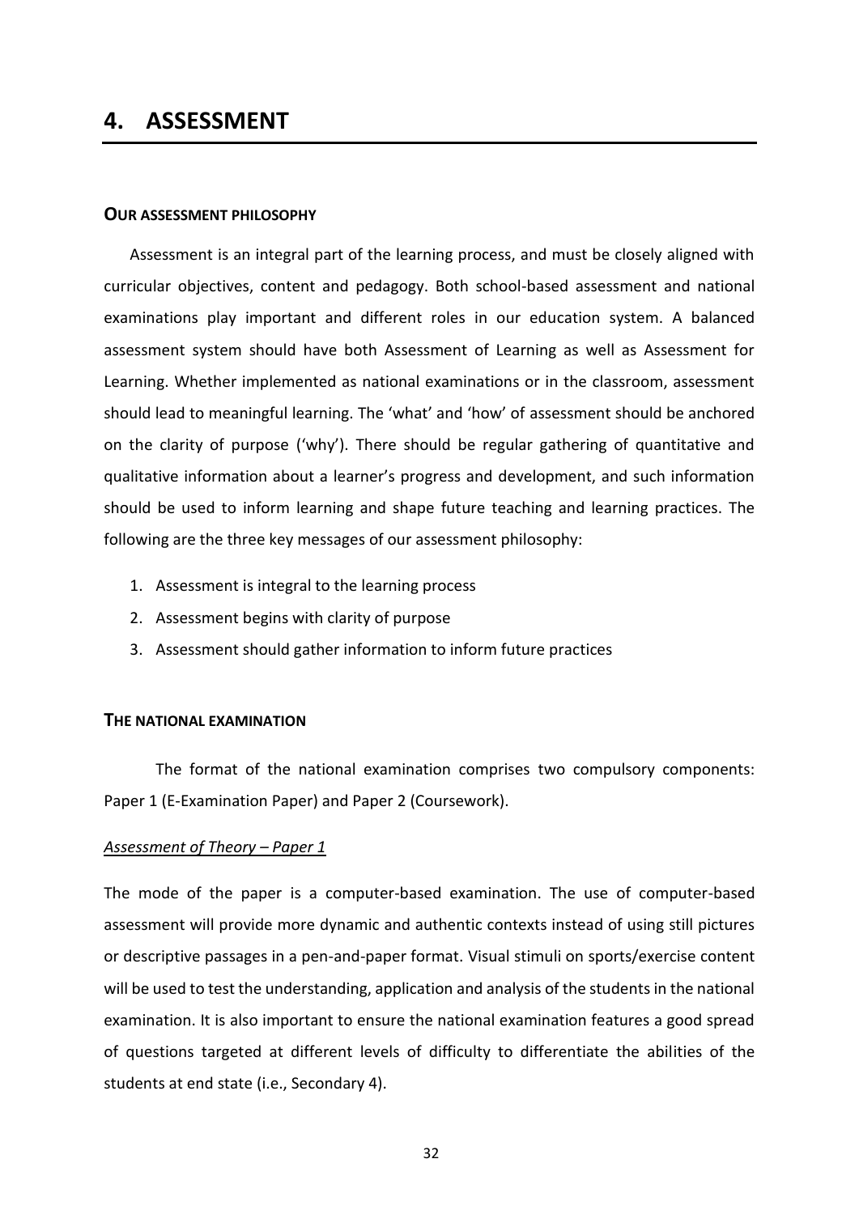# 4. ASSESSMENT

## OUR ASSESSMENT PHILOSOPHY

Assessment is an integral part of the learning process, and must be closely aligned with curricular objectives, content and pedagogy. Both school-based assessment and national examinations play important and different roles in our education system. A balanced assessment system should have both Assessment of Learning as well as Assessment for Learning. Whether implemented as national examinations or in the classroom, assessment should lead to meaningful learning. The 'what' and 'how' of assessment should be anchored on the clarity of purpose ('why'). There should be regular gathering of quantitative and qualitative information about a learner's progress and development, and such information should be used to inform learning and shape future teaching and learning practices. The following are the three key messages of our assessment philosophy:

1. Assessment is integral to the learning process
2. Assessment begins with clarity of purpose
3. Assessment should gather information to inform future practices

## THE NATIONAL EXAMINATION

The format of the national examination comprises two compulsory components: Paper 1 (E-Examination Paper) and Paper 2 (Coursework).

### *Assessment of Theory – Paper 1*

The mode of the paper is a computer-based examination. The use of computer-based assessment will provide more dynamic and authentic contexts instead of using still pictures or descriptive passages in a pen-and-paper format. Visual stimuli on sports/exercise content will be used to test the understanding, application and analysis of the students in the national examination. It is also important to ensure the national examination features a good spread of questions targeted at different levels of difficulty to differentiate the abilities of the students at end state (i.e., Secondary 4).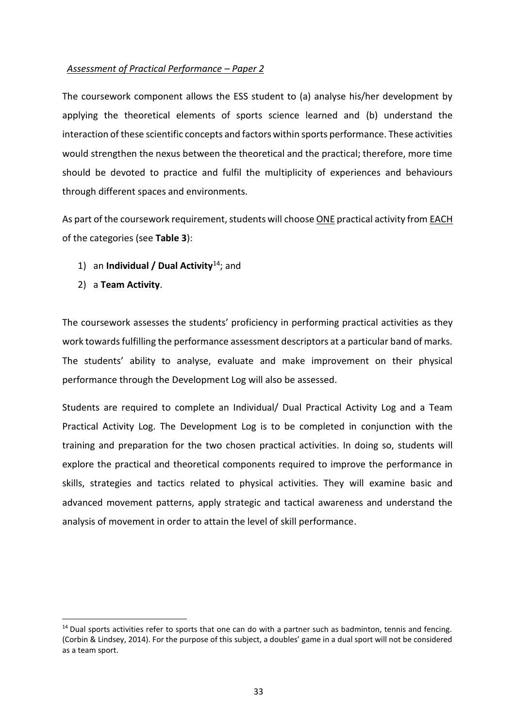*<u>Assessment of Practical Performance – Paper 2</u>*

The coursework component allows the ESS student to (a) analyse his/her development by applying the theoretical elements of sports science learned and (b) understand the interaction of these scientific concepts and factors within sports performance. These activities would strengthen the nexus between the theoretical and the practical; therefore, more time should be devoted to practice and fulfil the multiplicity of experiences and behaviours through different spaces and environments.

As part of the coursework requirement, students will choose <u>ONE</u> practical activity from <u>EACH</u> of the categories (see **Table 3**):

1) an **Individual / Dual Activity**[14]; and
2) a **Team Activity**.

The coursework assesses the students' proficiency in performing practical activities as they work towards fulfilling the performance assessment descriptors at a particular band of marks. The students' ability to analyse, evaluate and make improvement on their physical performance through the Development Log will also be assessed.

Students are required to complete an Individual/ Dual Practical Activity Log and a Team Practical Activity Log. The Development Log is to be completed in conjunction with the training and preparation for the two chosen practical activities. In doing so, students will explore the practical and theoretical components required to improve the performance in skills, strategies and tactics related to physical activities. They will examine basic and advanced movement patterns, apply strategic and tactical awareness and understand the analysis of movement in order to attain the level of skill performance.

---

[14] Dual sports activities refer to sports that one can do with a partner such as badminton, tennis and fencing. (Corbin & Lindsey, 2014). For the purpose of this subject, a doubles' game in a dual sport will not be considered as a team sport.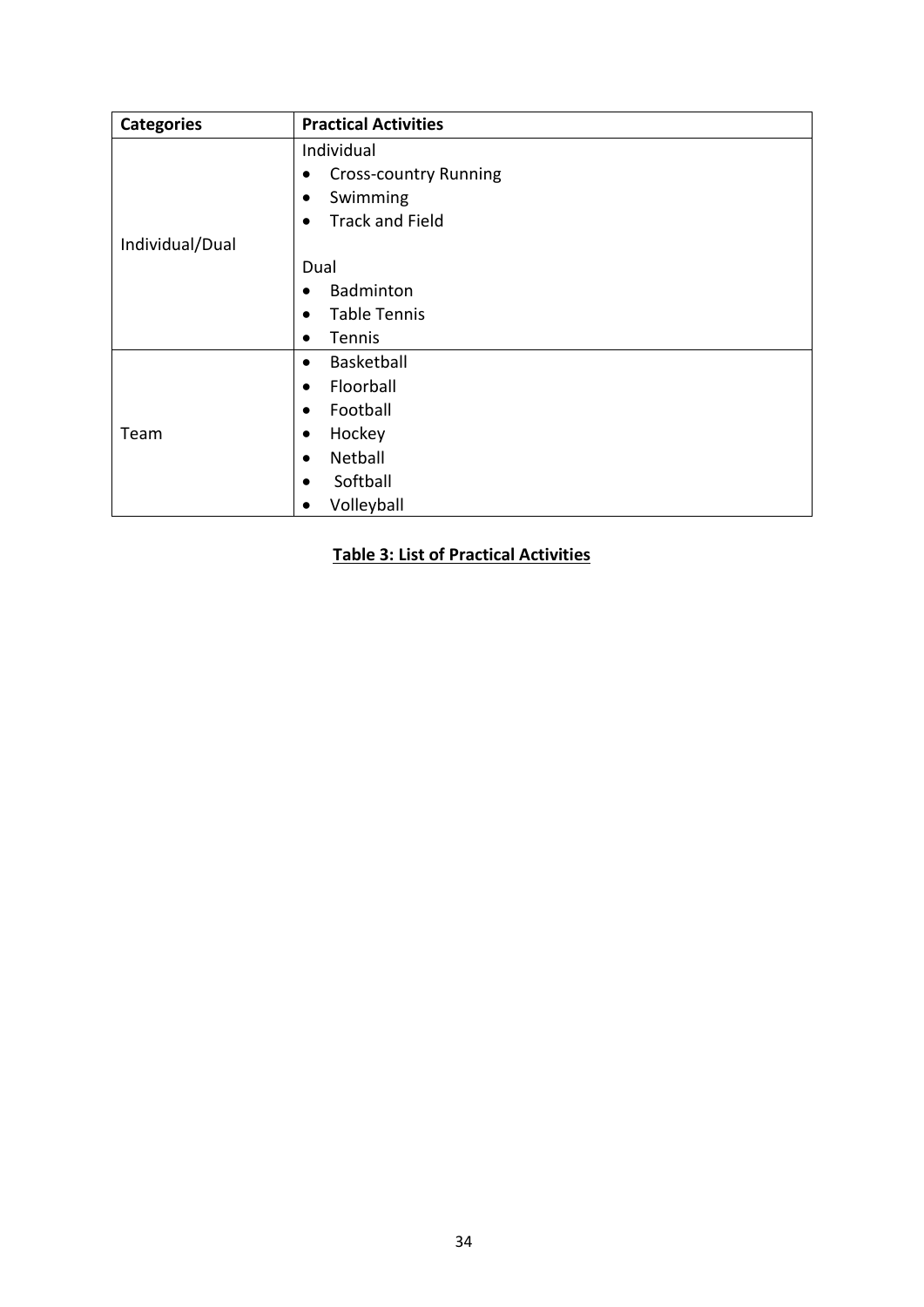| Categories | Practical Activities |
| --- | --- |
| Individual/Dual | Individual<br>• Cross-country Running<br>• Swimming<br>• Track and Field<br><br>Dual<br>• Badminton<br>• Table Tennis<br>• Tennis |
| Team | • Basketball<br>• Floorball<br>• Football<br>• Hockey<br>• Netball<br>• Softball<br>• Volleyball |

**Table 3: List of Practical Activities**